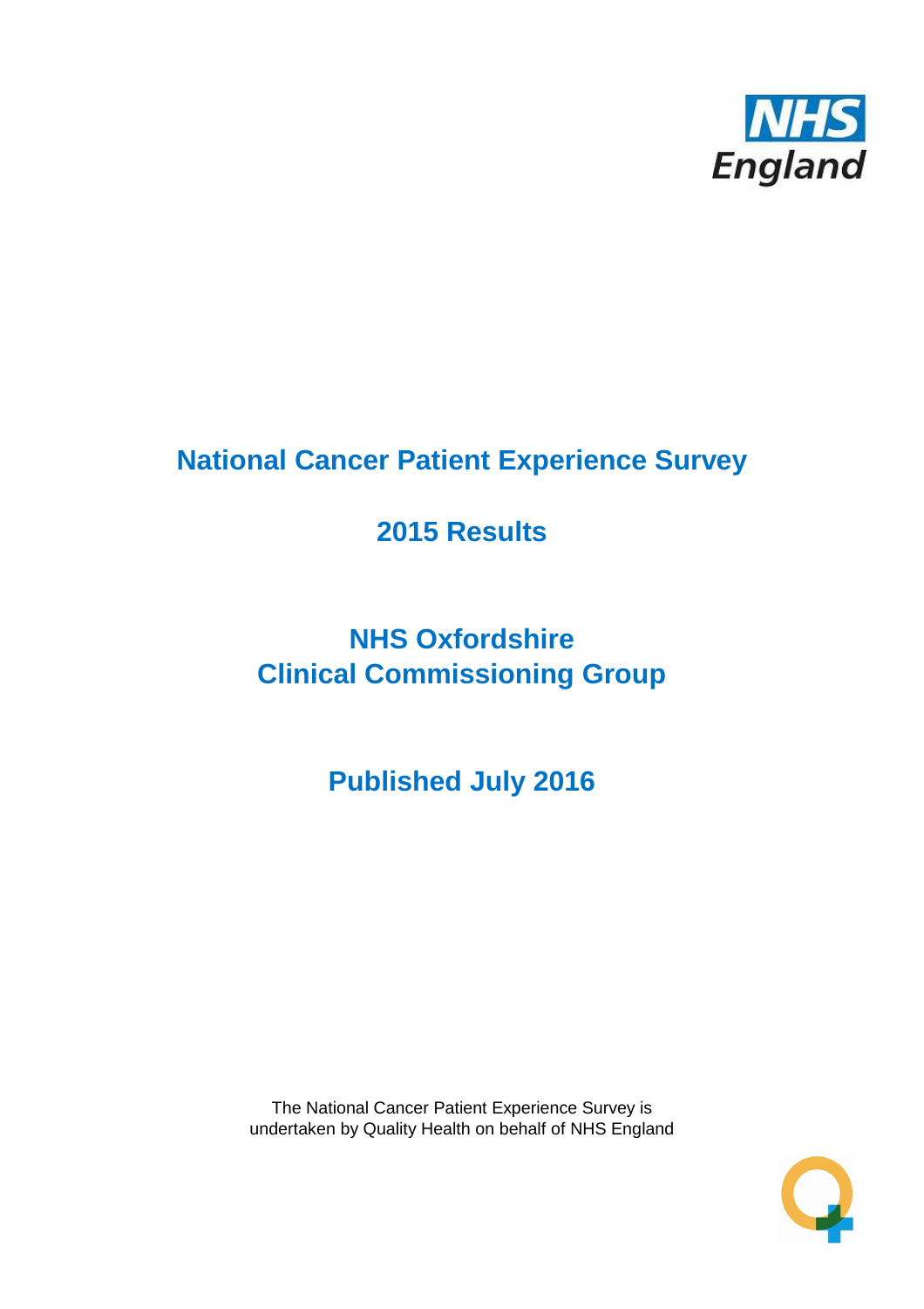NHS England

# National Cancer Patient Experience Survey

## 2015 Results

## NHS Oxfordshire Clinical Commissioning Group

## Published July 2016

The National Cancer Patient Experience Survey is undertaken by Quality Health on behalf of NHS England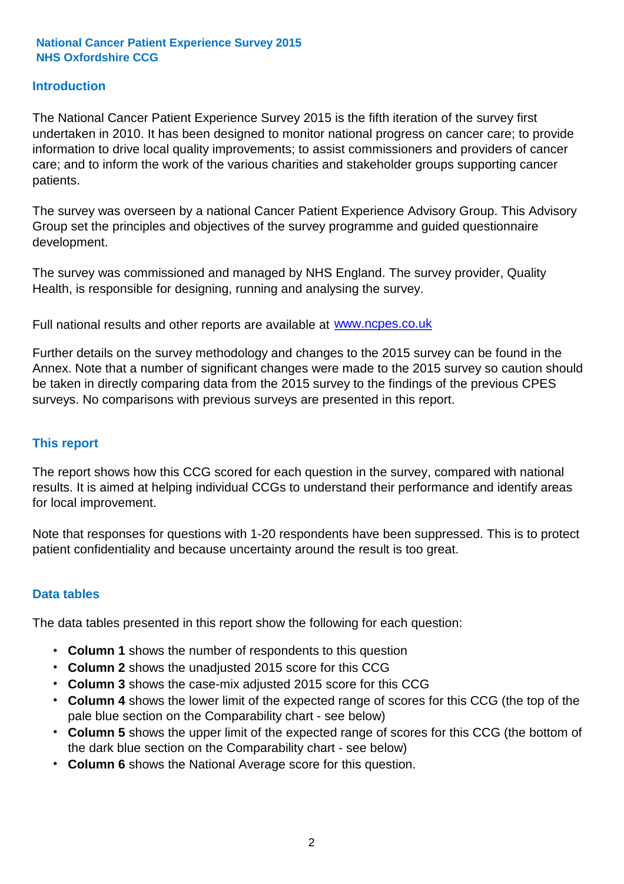**National Cancer Patient Experience Survey 2015**
**NHS Oxfordshire CCG**

## Introduction

The National Cancer Patient Experience Survey 2015 is the fifth iteration of the survey first undertaken in 2010. It has been designed to monitor national progress on cancer care; to provide information to drive local quality improvements; to assist commissioners and providers of cancer care; and to inform the work of the various charities and stakeholder groups supporting cancer patients.

The survey was overseen by a national Cancer Patient Experience Advisory Group. This Advisory Group set the principles and objectives of the survey programme and guided questionnaire development.

The survey was commissioned and managed by NHS England. The survey provider, Quality Health, is responsible for designing, running and analysing the survey.

Full national results and other reports are available at [www.ncpes.co.uk](http://www.ncpes.co.uk)

Further details on the survey methodology and changes to the 2015 survey can be found in the Annex. Note that a number of significant changes were made to the 2015 survey so caution should be taken in directly comparing data from the 2015 survey to the findings of the previous CPES surveys. No comparisons with previous surveys are presented in this report.

## This report

The report shows how this CCG scored for each question in the survey, compared with national results. It is aimed at helping individual CCGs to understand their performance and identify areas for local improvement.

Note that responses for questions with 1-20 respondents have been suppressed. This is to protect patient confidentiality and because uncertainty around the result is too great.

## Data tables

The data tables presented in this report show the following for each question:

- **Column 1** shows the number of respondents to this question
- **Column 2** shows the unadjusted 2015 score for this CCG
- **Column 3** shows the case-mix adjusted 2015 score for this CCG
- **Column 4** shows the lower limit of the expected range of scores for this CCG (the top of the pale blue section on the Comparability chart - see below)
- **Column 5** shows the upper limit of the expected range of scores for this CCG (the bottom of the dark blue section on the Comparability chart - see below)
- **Column 6** shows the National Average score for this question.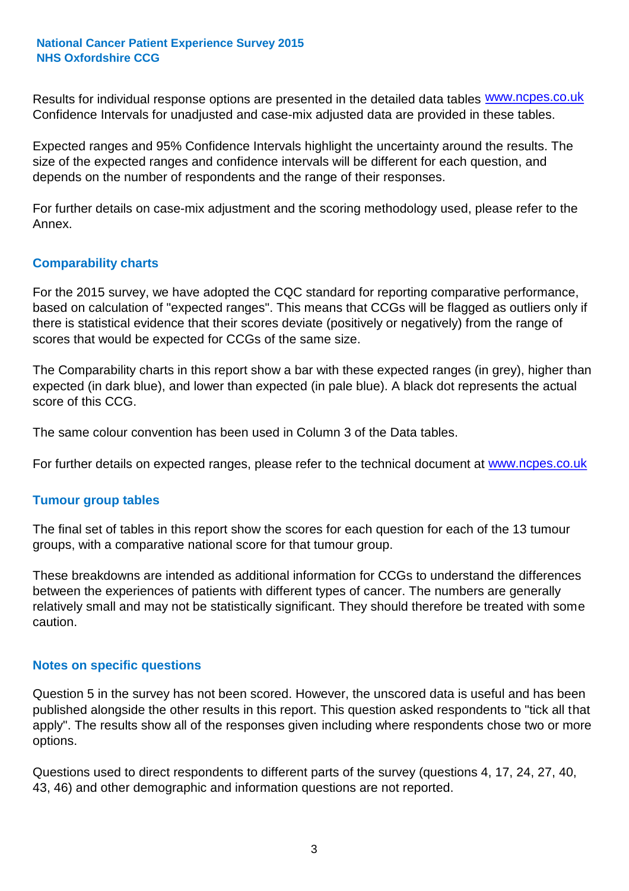Results for individual response options are presented in the detailed data tables www.ncpes.co.uk Confidence Intervals for unadjusted and case-mix adjusted data are provided in these tables.

Expected ranges and 95% Confidence Intervals highlight the uncertainty around the results. The size of the expected ranges and confidence intervals will be different for each question, and depends on the number of respondents and the range of their responses.

For further details on case-mix adjustment and the scoring methodology used, please refer to the Annex.

## Comparability charts

For the 2015 survey, we have adopted the CQC standard for reporting comparative performance, based on calculation of "expected ranges". This means that CCGs will be flagged as outliers only if there is statistical evidence that their scores deviate (positively or negatively) from the range of scores that would be expected for CCGs of the same size.

The Comparability charts in this report show a bar with these expected ranges (in grey), higher than expected (in dark blue), and lower than expected (in pale blue). A black dot represents the actual score of this CCG.

The same colour convention has been used in Column 3 of the Data tables.

For further details on expected ranges, please refer to the technical document at www.ncpes.co.uk

## Tumour group tables

The final set of tables in this report show the scores for each question for each of the 13 tumour groups, with a comparative national score for that tumour group.

These breakdowns are intended as additional information for CCGs to understand the differences between the experiences of patients with different types of cancer. The numbers are generally relatively small and may not be statistically significant. They should therefore be treated with some caution.

## Notes on specific questions

Question 5 in the survey has not been scored. However, the unscored data is useful and has been published alongside the other results in this report. This question asked respondents to "tick all that apply". The results show all of the responses given including where respondents chose two or more options.

Questions used to direct respondents to different parts of the survey (questions 4, 17, 24, 27, 40, 43, 46) and other demographic and information questions are not reported.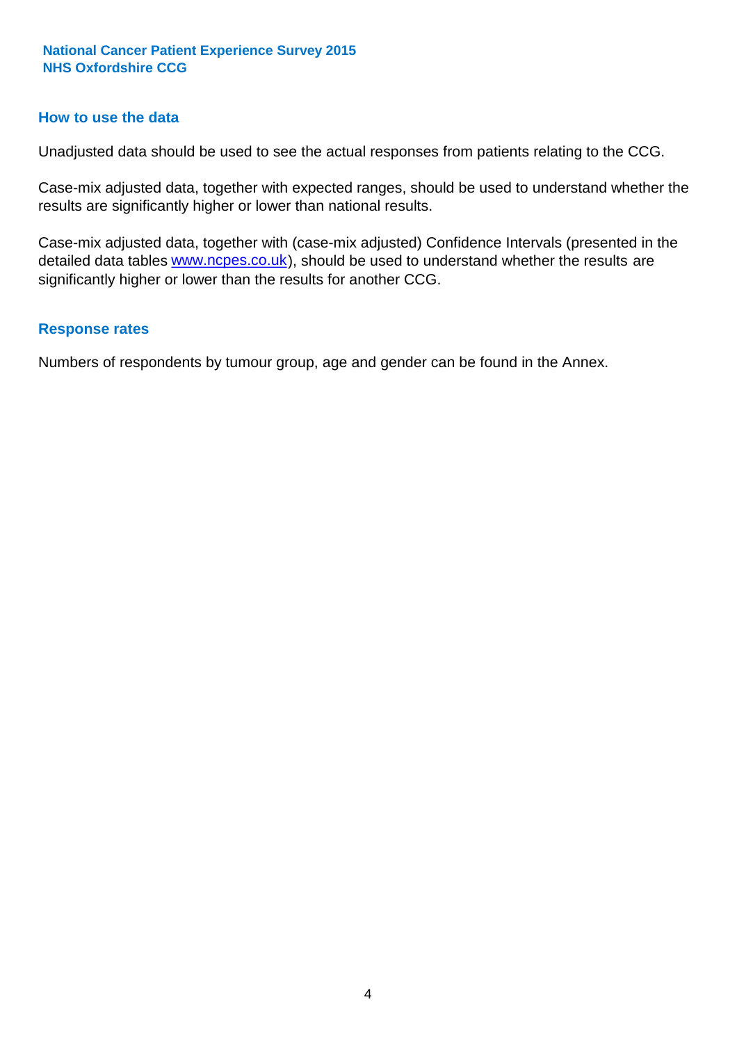## How to use the data

Unadjusted data should be used to see the actual responses from patients relating to the CCG.

Case-mix adjusted data, together with expected ranges, should be used to understand whether the results are significantly higher or lower than national results.

Case-mix adjusted data, together with (case-mix adjusted) Confidence Intervals (presented in the detailed data tables www.ncpes.co.uk), should be used to understand whether the results are significantly higher or lower than the results for another CCG.

## Response rates

Numbers of respondents by tumour group, age and gender can be found in the Annex.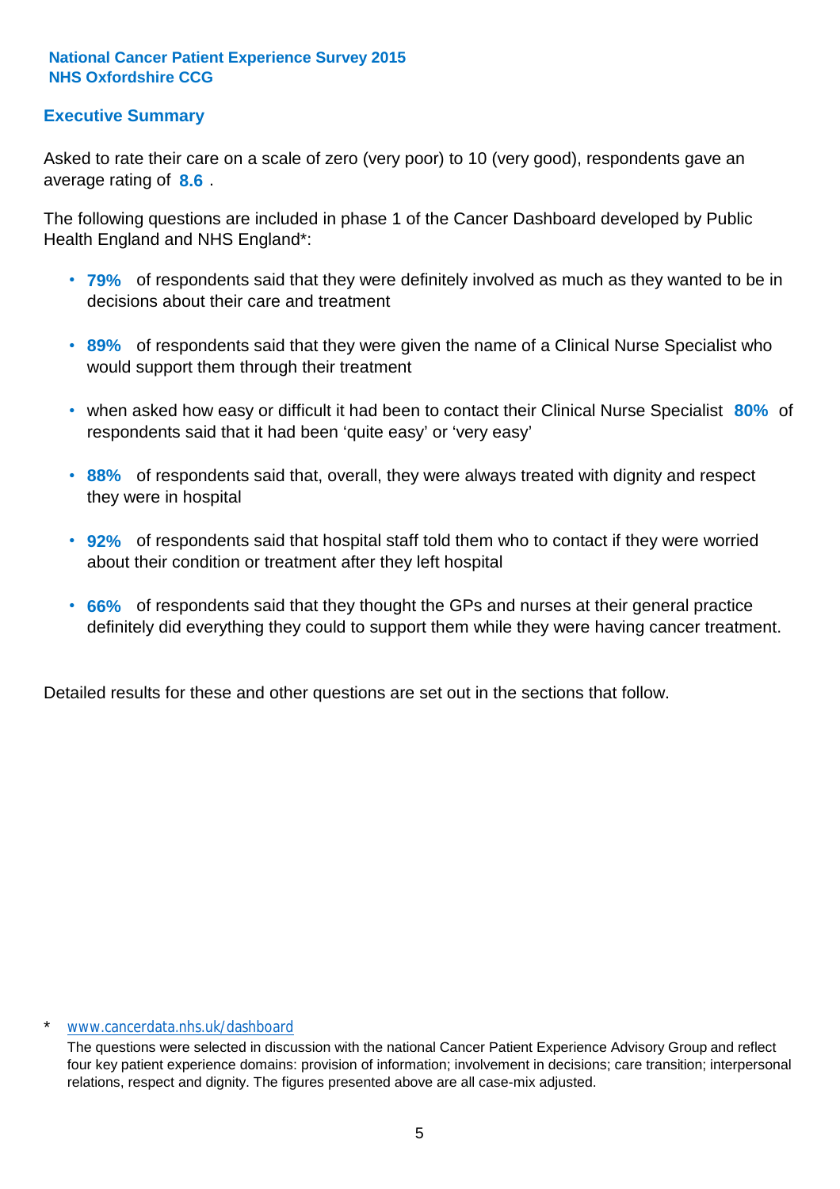**National Cancer Patient Experience Survey 2015**
**NHS Oxfordshire CCG**

## Executive Summary

Asked to rate their care on a scale of zero (very poor) to 10 (very good), respondents gave an average rating of **8.6** .

The following questions are included in phase 1 of the Cancer Dashboard developed by Public Health England and NHS England*:

- **79%** of respondents said that they were definitely involved as much as they wanted to be in decisions about their care and treatment
- **89%** of respondents said that they were given the name of a Clinical Nurse Specialist who would support them through their treatment
- when asked how easy or difficult it had been to contact their Clinical Nurse Specialist **80%** of respondents said that it had been 'quite easy' or 'very easy'
- **88%** of respondents said that, overall, they were always treated with dignity and respect they were in hospital
- **92%** of respondents said that hospital staff told them who to contact if they were worried about their condition or treatment after they left hospital
- **66%** of respondents said that they thought the GPs and nurses at their general practice definitely did everything they could to support them while they were having cancer treatment.

Detailed results for these and other questions are set out in the sections that follow.

\* www.cancerdata.nhs.uk/dashboard

The questions were selected in discussion with the national Cancer Patient Experience Advisory Group and reflect four key patient experience domains: provision of information; involvement in decisions; care transition; interpersonal relations, respect and dignity. The figures presented above are all case-mix adjusted.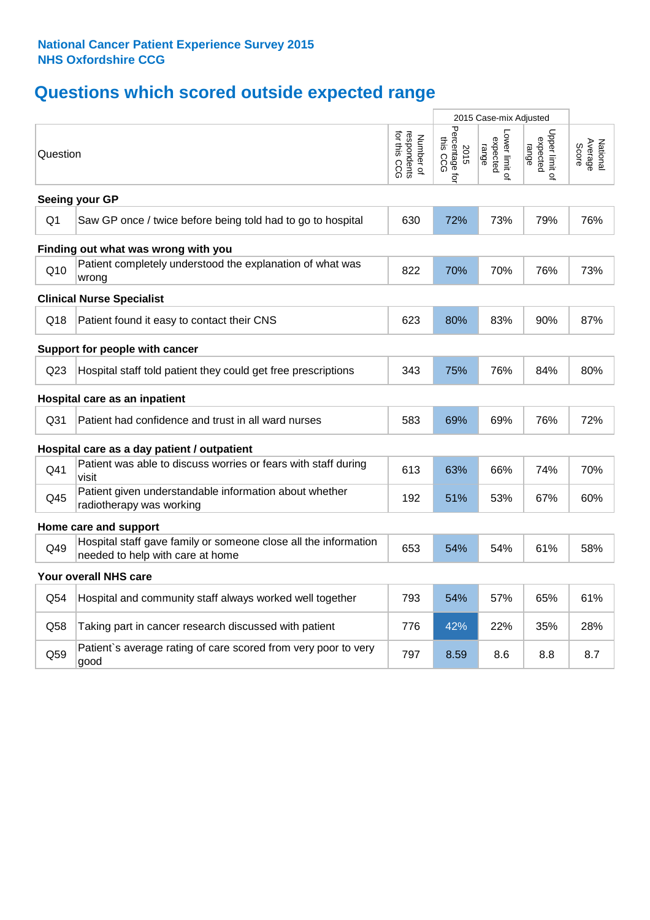**National Cancer Patient Experience Survey 2015**
**NHS Oxfordshire CCG**

## Questions which scored outside expected range

| | Question | Number of respondents for this CCG | 2015 Case-mix Adjusted 2015 Percentage for this CCG | Lower limit of expected range | Upper limit of expected range | National Average Score |
|---|---|---|---|---|---|---|
| **Seeing your GP** | | | | | | |
| Q1 | Saw GP once / twice before being told had to go to hospital | 630 | 72% | 73% | 79% | 76% |
| **Finding out what was wrong with you** | | | | | | |
| Q10 | Patient completely understood the explanation of what was wrong | 822 | 70% | 70% | 76% | 73% |
| **Clinical Nurse Specialist** | | | | | | |
| Q18 | Patient found it easy to contact their CNS | 623 | 80% | 83% | 90% | 87% |
| **Support for people with cancer** | | | | | | |
| Q23 | Hospital staff told patient they could get free prescriptions | 343 | 75% | 76% | 84% | 80% |
| **Hospital care as an inpatient** | | | | | | |
| Q31 | Patient had confidence and trust in all ward nurses | 583 | 69% | 69% | 76% | 72% |
| **Hospital care as a day patient / outpatient** | | | | | | |
| Q41 | Patient was able to discuss worries or fears with staff during visit | 613 | 63% | 66% | 74% | 70% |
| Q45 | Patient given understandable information about whether radiotherapy was working | 192 | 51% | 53% | 67% | 60% |
| **Home care and support** | | | | | | |
| Q49 | Hospital staff gave family or someone close all the information needed to help with care at home | 653 | 54% | 54% | 61% | 58% |
| **Your overall NHS care** | | | | | | |
| Q54 | Hospital and community staff always worked well together | 793 | 54% | 57% | 65% | 61% |
| Q58 | Taking part in cancer research discussed with patient | 776 | 42% | 22% | 35% | 28% |
| Q59 | Patient`s average rating of care scored from very poor to very good | 797 | 8.59 | 8.6 | 8.8 | 8.7 |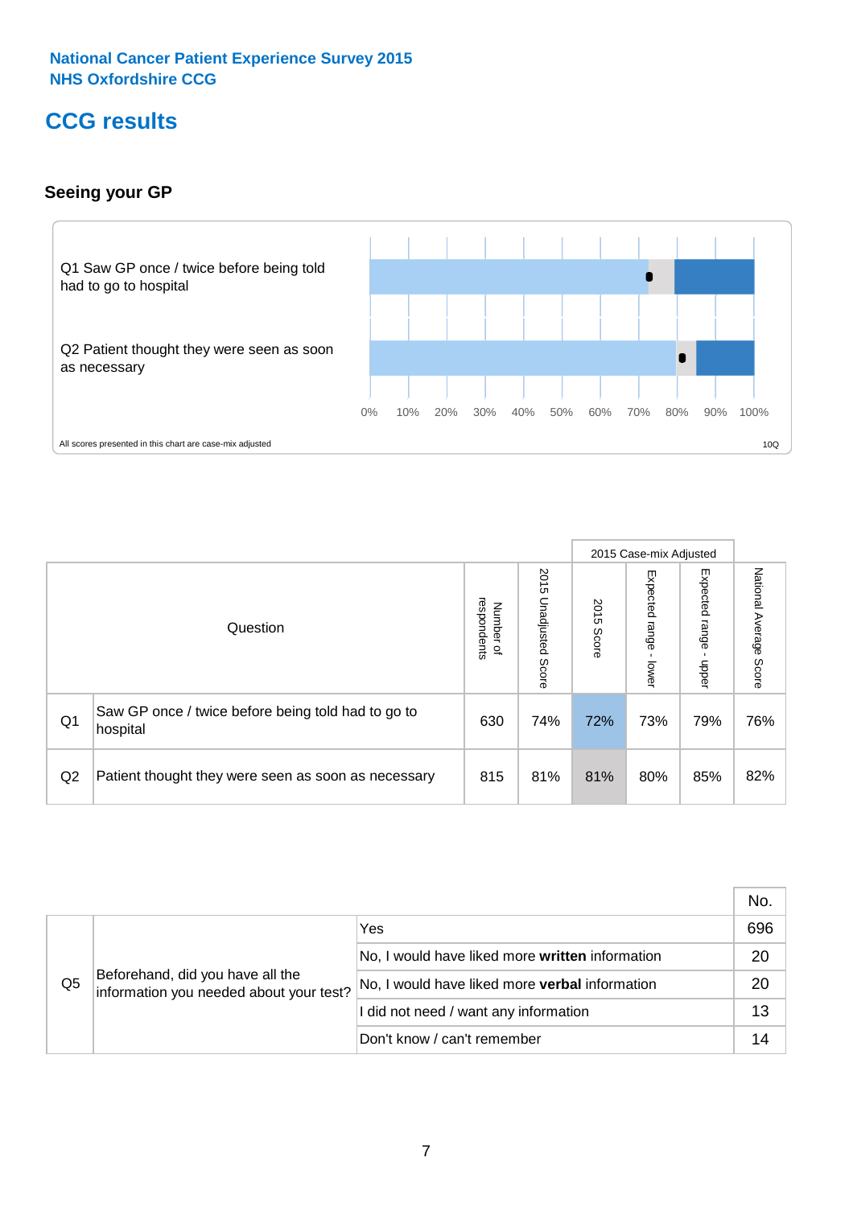National Cancer Patient Experience Survey 2015
NHS Oxfordshire CCG

# CCG results

### Seeing your GP

Q1 Saw GP once / twice before being told had to go to hospital

Q2 Patient thought they were seen as soon as necessary

0% 10% 20% 30% 40% 50% 60% 70% 80% 90% 100%

All scores presented in this chart are case-mix adjusted

10Q

| | Question | Number of respondents | 2015 Unadjusted Score | 2015 Case-mix Adjusted 2015 Score | 2015 Case-mix Adjusted Expected range - lower | 2015 Case-mix Adjusted Expected range - upper | National Average Score |
|---|---|---|---|---|---|---|---|
| Q1 | Saw GP once / twice before being told had to go to hospital | 630 | 74% | 72% | 73% | 79% | 76% |
| Q2 | Patient thought they were seen as soon as necessary | 815 | 81% | 81% | 80% | 85% | 82% |

| | | | No. |
|---|---|---|---|
| Q5 | Beforehand, did you have all the information you needed about your test? | Yes | 696 |
| | | No, I would have liked more **written** information | 20 |
| | | No, I would have liked more **verbal** information | 20 |
| | | I did not need / want any information | 13 |
| | | Don't know / can't remember | 14 |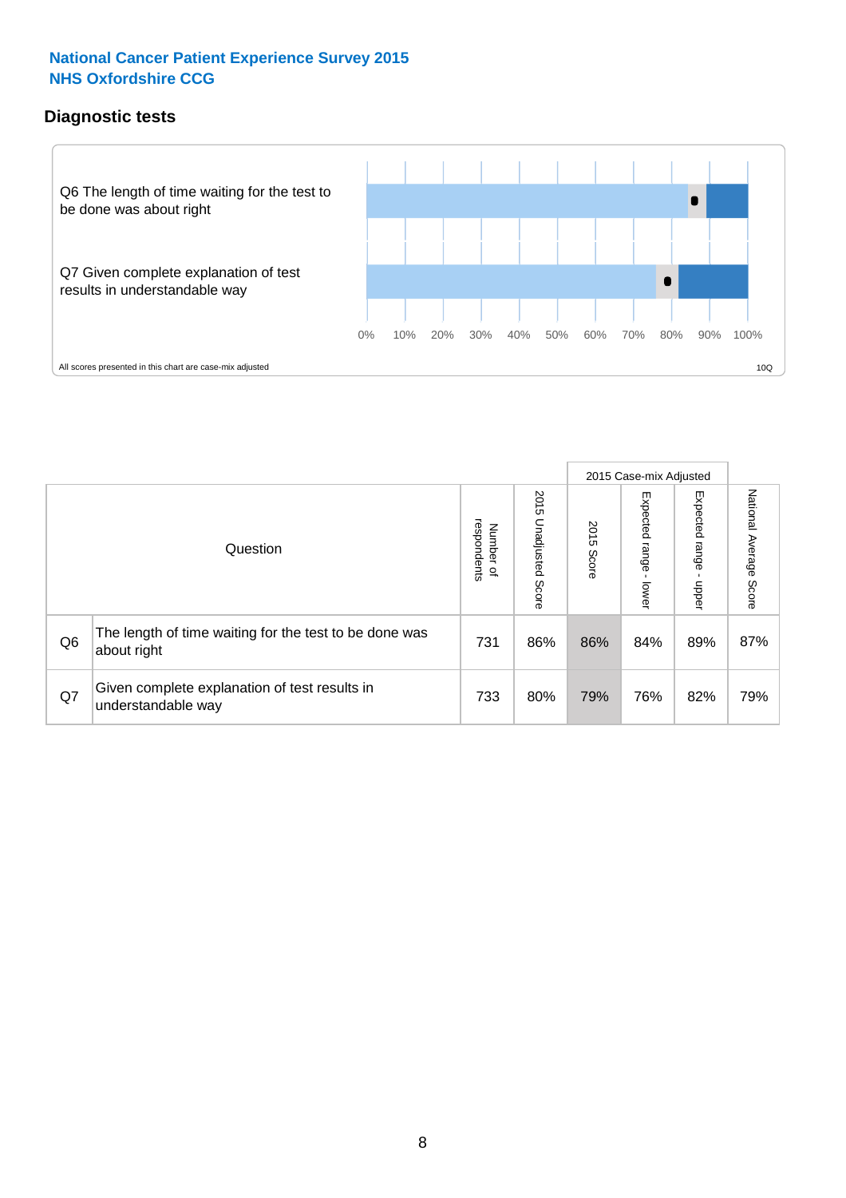National Cancer Patient Experience Survey 2015
NHS Oxfordshire CCG

## Diagnostic tests

Q6 The length of time waiting for the test to be done was about right

Q7 Given complete explanation of test results in understandable way

0% 10% 20% 30% 40% 50% 60% 70% 80% 90% 100%

All scores presented in this chart are case-mix adjusted

10Q

| | Question | Number of respondents | 2015 Unadjusted Score | 2015 Case-mix Adjusted: 2015 Score | 2015 Case-mix Adjusted: Expected range - lower | 2015 Case-mix Adjusted: Expected range - upper | National Average Score |
|---|---|---|---|---|---|---|---|
| Q6 | The length of time waiting for the test to be done was about right | 731 | 86% | 86% | 84% | 89% | 87% |
| Q7 | Given complete explanation of test results in understandable way | 733 | 80% | 79% | 76% | 82% | 79% |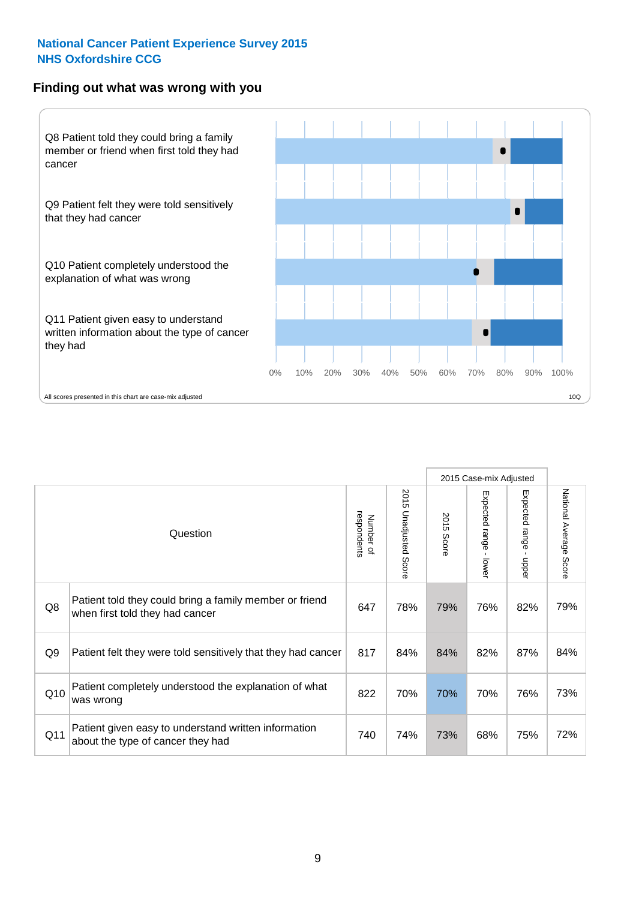National Cancer Patient Experience Survey 2015
NHS Oxfordshire CCG

## Finding out what was wrong with you

Q8 Patient told they could bring a family member or friend when first told they had cancer

Q9 Patient felt they were told sensitively that they had cancer

Q10 Patient completely understood the explanation of what was wrong

Q11 Patient given easy to understand written information about the type of cancer they had

0% 10% 20% 30% 40% 50% 60% 70% 80% 90% 100%

All scores presented in this chart are case-mix adjusted

10Q

| | | | | 2015 Case-mix Adjusted | | | |
|---|---|---|---|---|---|---|---|
| Question | | Number of respondents | 2015 Unadjusted Score | 2015 Score | Expected range - lower | Expected range - upper | National Average Score |
| Q8 | Patient told they could bring a family member or friend when first told they had cancer | 647 | 78% | 79% | 76% | 82% | 79% |
| Q9 | Patient felt they were told sensitively that they had cancer | 817 | 84% | 84% | 82% | 87% | 84% |
| Q10 | Patient completely understood the explanation of what was wrong | 822 | 70% | 70% | 70% | 76% | 73% |
| Q11 | Patient given easy to understand written information about the type of cancer they had | 740 | 74% | 73% | 68% | 75% | 72% |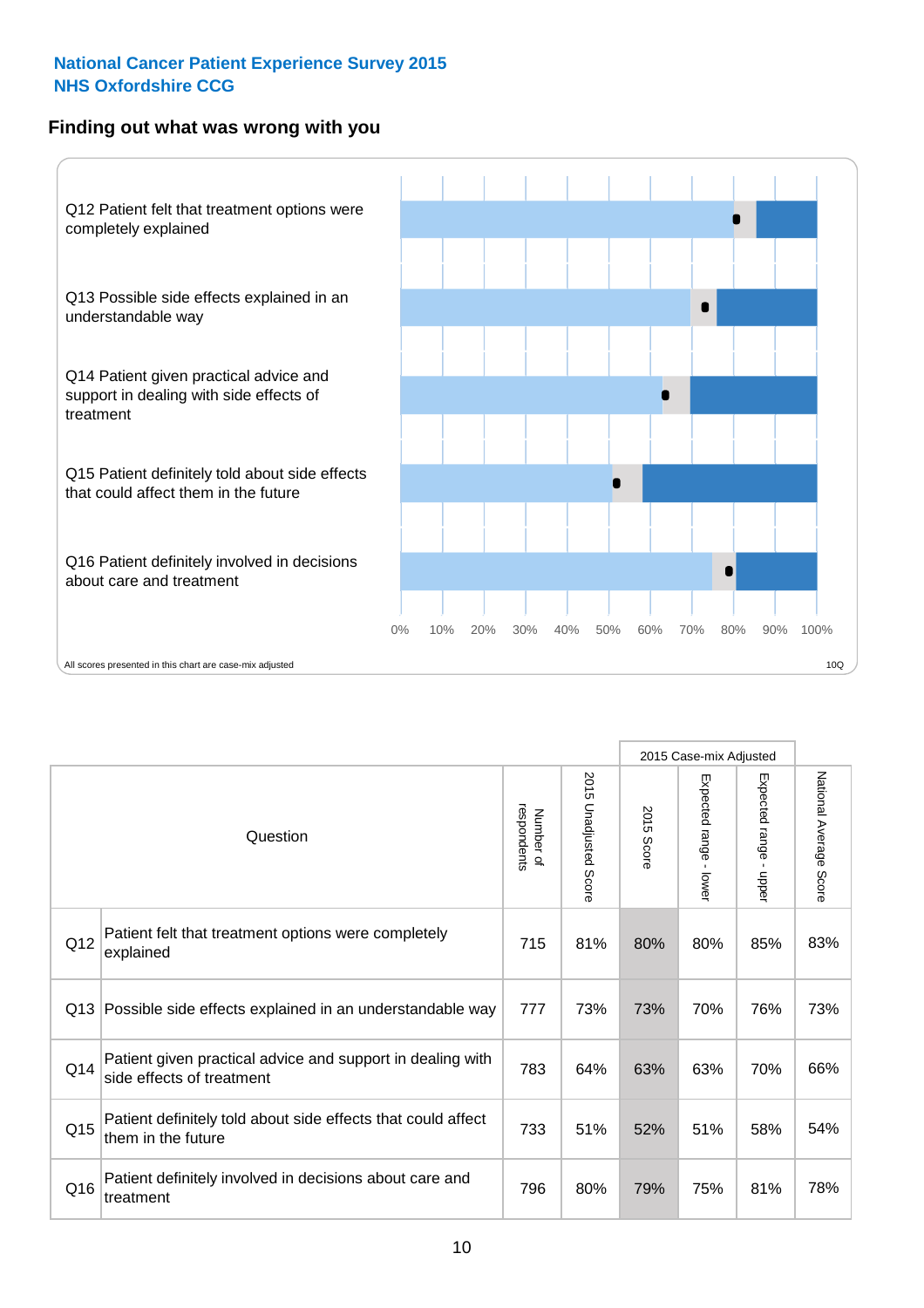**National Cancer Patient Experience Survey 2015**
**NHS Oxfordshire CCG**

## Finding out what was wrong with you

Q12 Patient felt that treatment options were completely explained

Q13 Possible side effects explained in an understandable way

Q14 Patient given practical advice and support in dealing with side effects of treatment

Q15 Patient definitely told about side effects that could affect them in the future

Q16 Patient definitely involved in decisions about care and treatment

0% 10% 20% 30% 40% 50% 60% 70% 80% 90% 100%

All scores presented in this chart are case-mix adjusted

10Q

| | Question | Number of respondents | 2015 Unadjusted Score | 2015 Case-mix Adjusted: 2015 Score | 2015 Case-mix Adjusted: Expected range - lower | 2015 Case-mix Adjusted: Expected range - upper | National Average Score |
|---|---|---|---|---|---|---|---|
| Q12 | Patient felt that treatment options were completely explained | 715 | 81% | 80% | 80% | 85% | 83% |
| Q13 | Possible side effects explained in an understandable way | 777 | 73% | 73% | 70% | 76% | 73% |
| Q14 | Patient given practical advice and support in dealing with side effects of treatment | 783 | 64% | 63% | 63% | 70% | 66% |
| Q15 | Patient definitely told about side effects that could affect them in the future | 733 | 51% | 52% | 51% | 58% | 54% |
| Q16 | Patient definitely involved in decisions about care and treatment | 796 | 80% | 79% | 75% | 81% | 78% |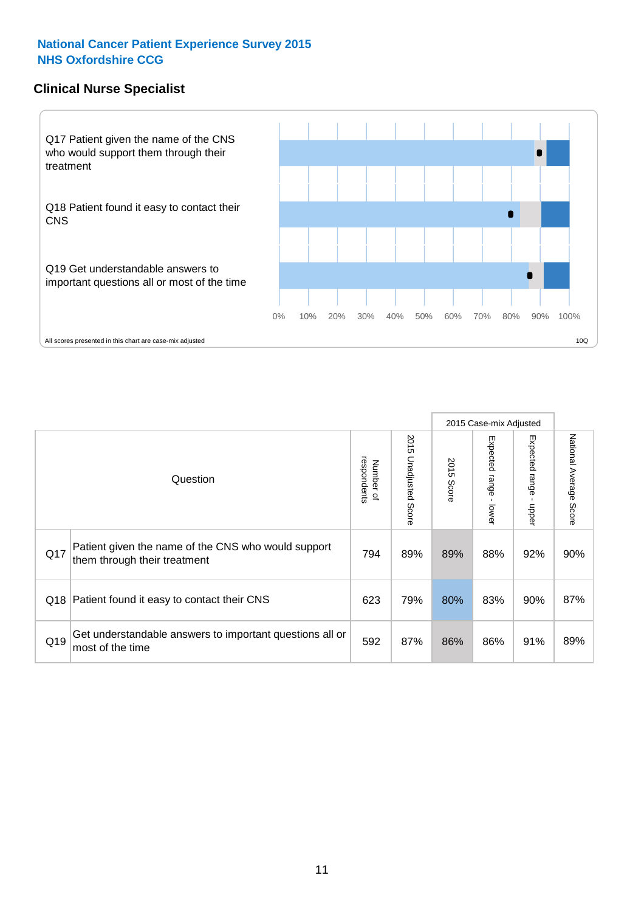**National Cancer Patient Experience Survey 2015**
**NHS Oxfordshire CCG**

## Clinical Nurse Specialist

Q17 Patient given the name of the CNS who would support them through their treatment

Q18 Patient found it easy to contact their CNS

Q19 Get understandable answers to important questions all or most of the time

0% 10% 20% 30% 40% 50% 60% 70% 80% 90% 100%

All scores presented in this chart are case-mix adjusted

10Q

| Question | | Number of respondents | 2015 Unadjusted Score | 2015 Case-mix Adjusted | | | National Average Score |
|---|---|---|---|---|---|---|---|
| | | | | 2015 Score | Expected range - lower | Expected range - upper | |
| Q17 | Patient given the name of the CNS who would support them through their treatment | 794 | 89% | 89% | 88% | 92% | 90% |
| Q18 | Patient found it easy to contact their CNS | 623 | 79% | 80% | 83% | 90% | 87% |
| Q19 | Get understandable answers to important questions all or most of the time | 592 | 87% | 86% | 86% | 91% | 89% |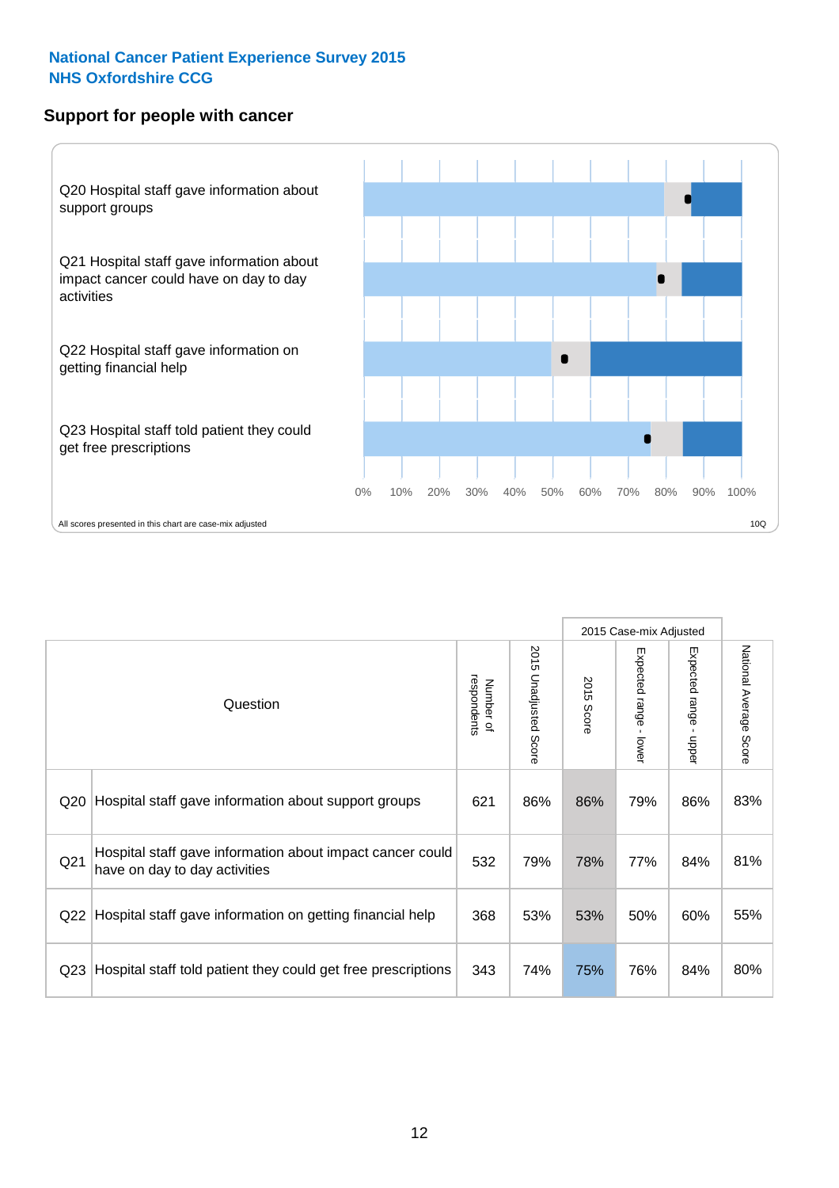National Cancer Patient Experience Survey 2015
NHS Oxfordshire CCG

## Support for people with cancer

Q20 Hospital staff gave information about support groups

Q21 Hospital staff gave information about impact cancer could have on day to day activities

Q22 Hospital staff gave information on getting financial help

Q23 Hospital staff told patient they could get free prescriptions

0% 10% 20% 30% 40% 50% 60% 70% 80% 90% 100%

All scores presented in this chart are case-mix adjusted

10Q

| Question | | Number of respondents | 2015 Unadjusted Score | 2015 Case-mix Adjusted | | | National Average Score |
|---|---|---|---|---|---|---|---|
| | | | | 2015 Score | Expected range - lower | Expected range - upper | |
| Q20 | Hospital staff gave information about support groups | 621 | 86% | 86% | 79% | 86% | 83% |
| Q21 | Hospital staff gave information about impact cancer could have on day to day activities | 532 | 79% | 78% | 77% | 84% | 81% |
| Q22 | Hospital staff gave information on getting financial help | 368 | 53% | 53% | 50% | 60% | 55% |
| Q23 | Hospital staff told patient they could get free prescriptions | 343 | 74% | 75% | 76% | 84% | 80% |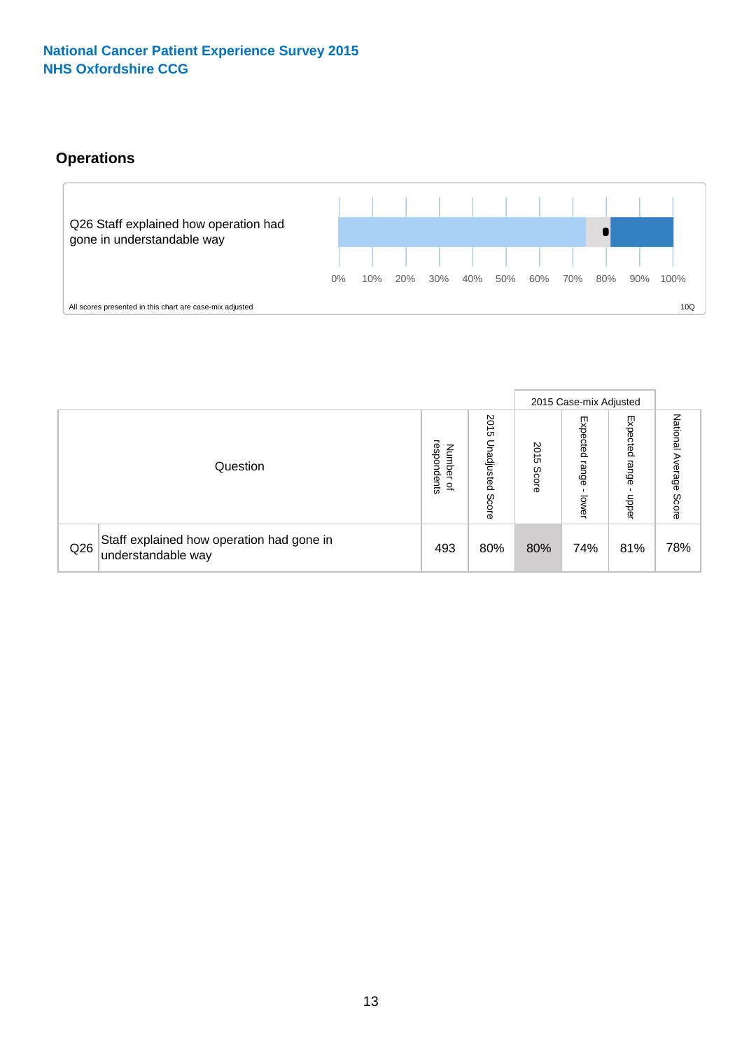**National Cancer Patient Experience Survey 2015**
**NHS Oxfordshire CCG**

## Operations

Q26 Staff explained how operation had gone in understandable way

0% 10% 20% 30% 40% 50% 60% 70% 80% 90% 100%

All scores presented in this chart are case-mix adjusted

10Q

| | Question | Number of respondents | 2015 Unadjusted Score | 2015 Case-mix Adjusted | | | National Average Score |
|---|---|---|---|---|---|---|---|
| | | | | 2015 Score | Expected range - lower | Expected range - upper | |
| Q26 | Staff explained how operation had gone in understandable way | 493 | 80% | 80% | 74% | 81% | 78% |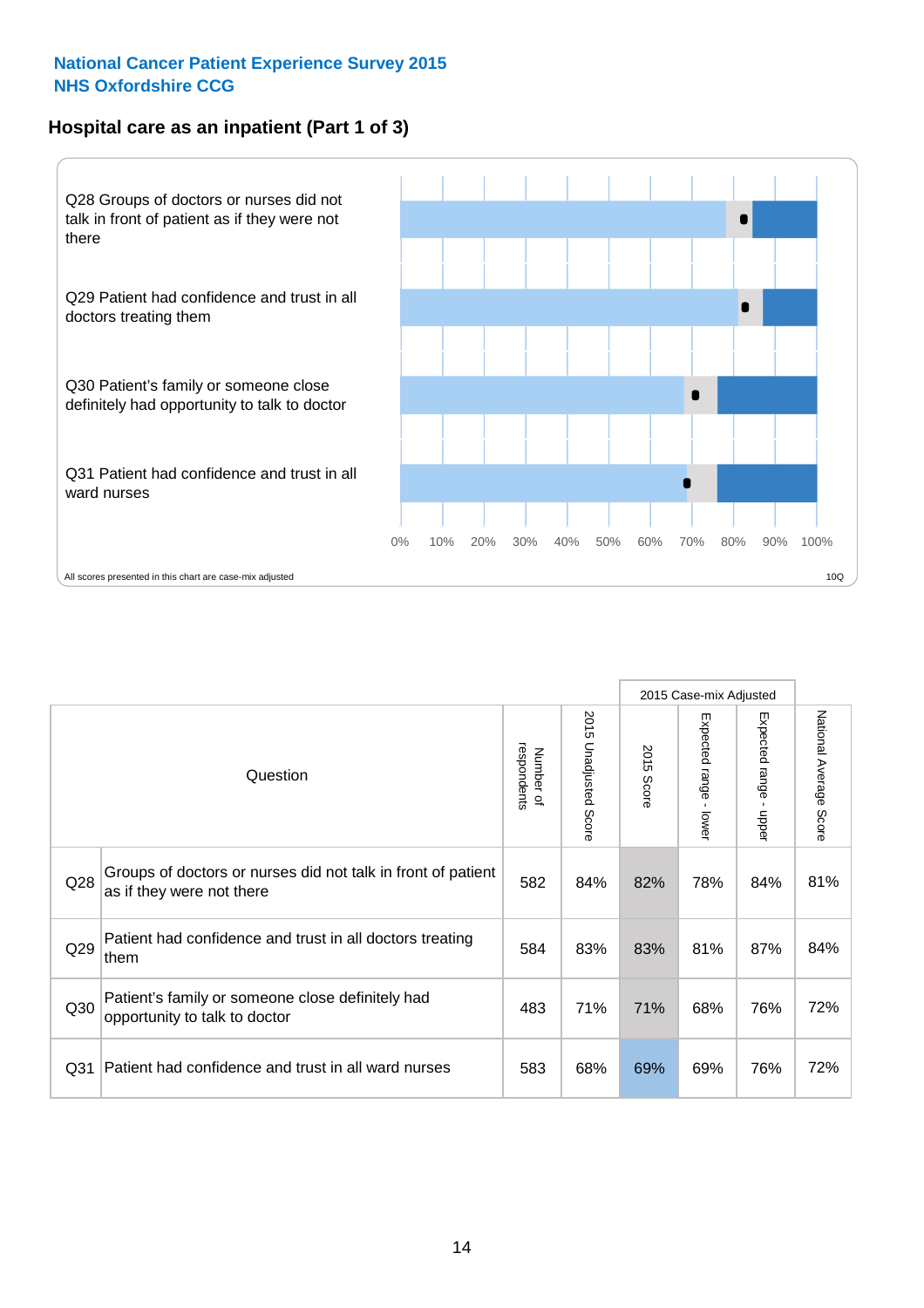**National Cancer Patient Experience Survey 2015**
**NHS Oxfordshire CCG**

## Hospital care as an inpatient (Part 1 of 3)

Q28 Groups of doctors or nurses did not talk in front of patient as if they were not there

Q29 Patient had confidence and trust in all doctors treating them

Q30 Patient's family or someone close definitely had opportunity to talk to doctor

Q31 Patient had confidence and trust in all ward nurses

0% 10% 20% 30% 40% 50% 60% 70% 80% 90% 100%

All scores presented in this chart are case-mix adjusted

10Q

| | Question | Number of respondents | 2015 Unadjusted Score | 2015 Case-mix Adjusted: 2015 Score | 2015 Case-mix Adjusted: Expected range - lower | 2015 Case-mix Adjusted: Expected range - upper | National Average Score |
|---|---|---|---|---|---|---|---|
| Q28 | Groups of doctors or nurses did not talk in front of patient as if they were not there | 582 | 84% | 82% | 78% | 84% | 81% |
| Q29 | Patient had confidence and trust in all doctors treating them | 584 | 83% | 83% | 81% | 87% | 84% |
| Q30 | Patient's family or someone close definitely had opportunity to talk to doctor | 483 | 71% | 71% | 68% | 76% | 72% |
| Q31 | Patient had confidence and trust in all ward nurses | 583 | 68% | 69% | 69% | 76% | 72% |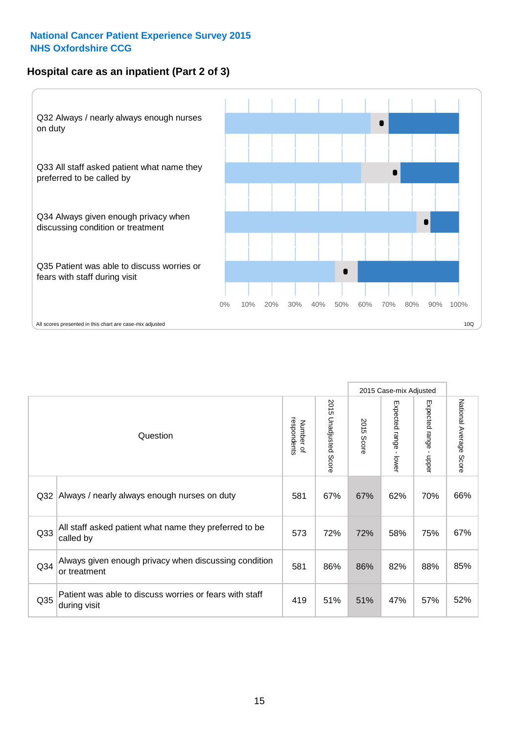National Cancer Patient Experience Survey 2015
NHS Oxfordshire CCG

## Hospital care as an inpatient (Part 2 of 3)

Q32 Always / nearly always enough nurses on duty

Q33 All staff asked patient what name they preferred to be called by

Q34 Always given enough privacy when discussing condition or treatment

Q35 Patient was able to discuss worries or fears with staff during visit

0% 10% 20% 30% 40% 50% 60% 70% 80% 90% 100%

All scores presented in this chart are case-mix adjusted

10Q

| Question | | Number of respondents | 2015 Unadjusted Score | 2015 Case-mix Adjusted | | | National Average Score |
|---|---|---|---|---|---|---|---|
| | | | | 2015 Score | Expected range - lower | Expected range - upper | |
| Q32 | Always / nearly always enough nurses on duty | 581 | 67% | 67% | 62% | 70% | 66% |
| Q33 | All staff asked patient what name they preferred to be called by | 573 | 72% | 72% | 58% | 75% | 67% |
| Q34 | Always given enough privacy when discussing condition or treatment | 581 | 86% | 86% | 82% | 88% | 85% |
| Q35 | Patient was able to discuss worries or fears with staff during visit | 419 | 51% | 51% | 47% | 57% | 52% |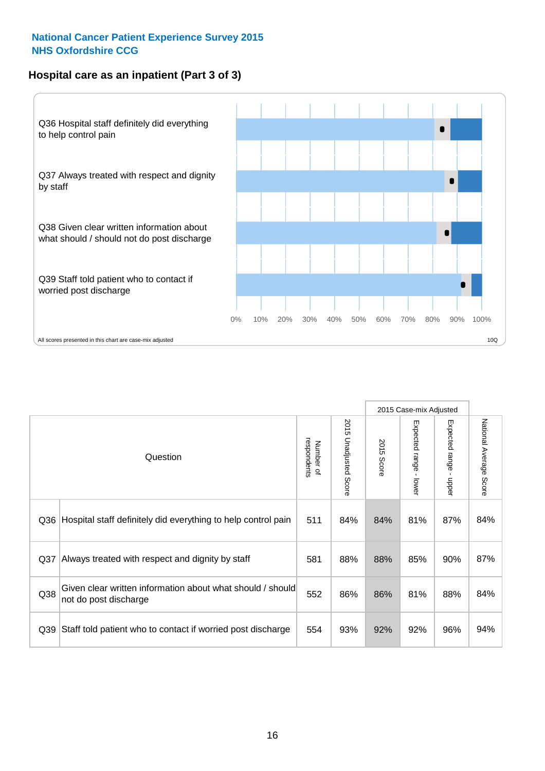National Cancer Patient Experience Survey 2015
NHS Oxfordshire CCG

## Hospital care as an inpatient (Part 3 of 3)

Q36 Hospital staff definitely did everything to help control pain

Q37 Always treated with respect and dignity by staff

Q38 Given clear written information about what should / should not do post discharge

Q39 Staff told patient who to contact if worried post discharge

0% 10% 20% 30% 40% 50% 60% 70% 80% 90% 100%

All scores presented in this chart are case-mix adjusted

10Q

| Question | | Number of respondents | 2015 Unadjusted Score | 2015 Case-mix Adjusted | | | National Average Score |
|---|---|---|---|---|---|---|---|
| | | | | 2015 Score | Expected range - lower | Expected range - upper | |
| Q36 | Hospital staff definitely did everything to help control pain | 511 | 84% | 84% | 81% | 87% | 84% |
| Q37 | Always treated with respect and dignity by staff | 581 | 88% | 88% | 85% | 90% | 87% |
| Q38 | Given clear written information about what should / should not do post discharge | 552 | 86% | 86% | 81% | 88% | 84% |
| Q39 | Staff told patient who to contact if worried post discharge | 554 | 93% | 92% | 92% | 96% | 94% |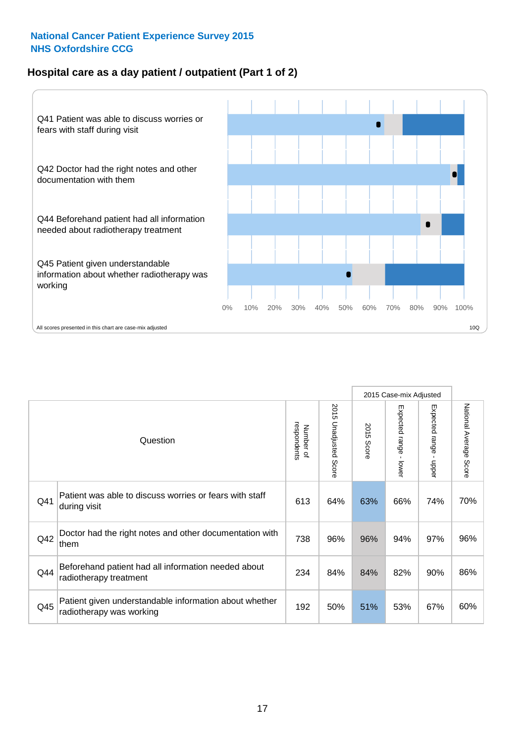National Cancer Patient Experience Survey 2015
NHS Oxfordshire CCG

## Hospital care as a day patient / outpatient (Part 1 of 2)

Q41 Patient was able to discuss worries or fears with staff during visit

Q42 Doctor had the right notes and other documentation with them

Q44 Beforehand patient had all information needed about radiotherapy treatment

Q45 Patient given understandable information about whether radiotherapy was working

0% 10% 20% 30% 40% 50% 60% 70% 80% 90% 100%

All scores presented in this chart are case-mix adjusted

10Q

| Question | | Number of respondents | 2015 Unadjusted Score | 2015 Case-mix Adjusted | | | National Average Score |
|---|---|---|---|---|---|---|---|
| | | | | 2015 Score | Expected range - lower | Expected range - upper | |
| Q41 | Patient was able to discuss worries or fears with staff during visit | 613 | 64% | 63% | 66% | 74% | 70% |
| Q42 | Doctor had the right notes and other documentation with them | 738 | 96% | 96% | 94% | 97% | 96% |
| Q44 | Beforehand patient had all information needed about radiotherapy treatment | 234 | 84% | 84% | 82% | 90% | 86% |
| Q45 | Patient given understandable information about whether radiotherapy was working | 192 | 50% | 51% | 53% | 67% | 60% |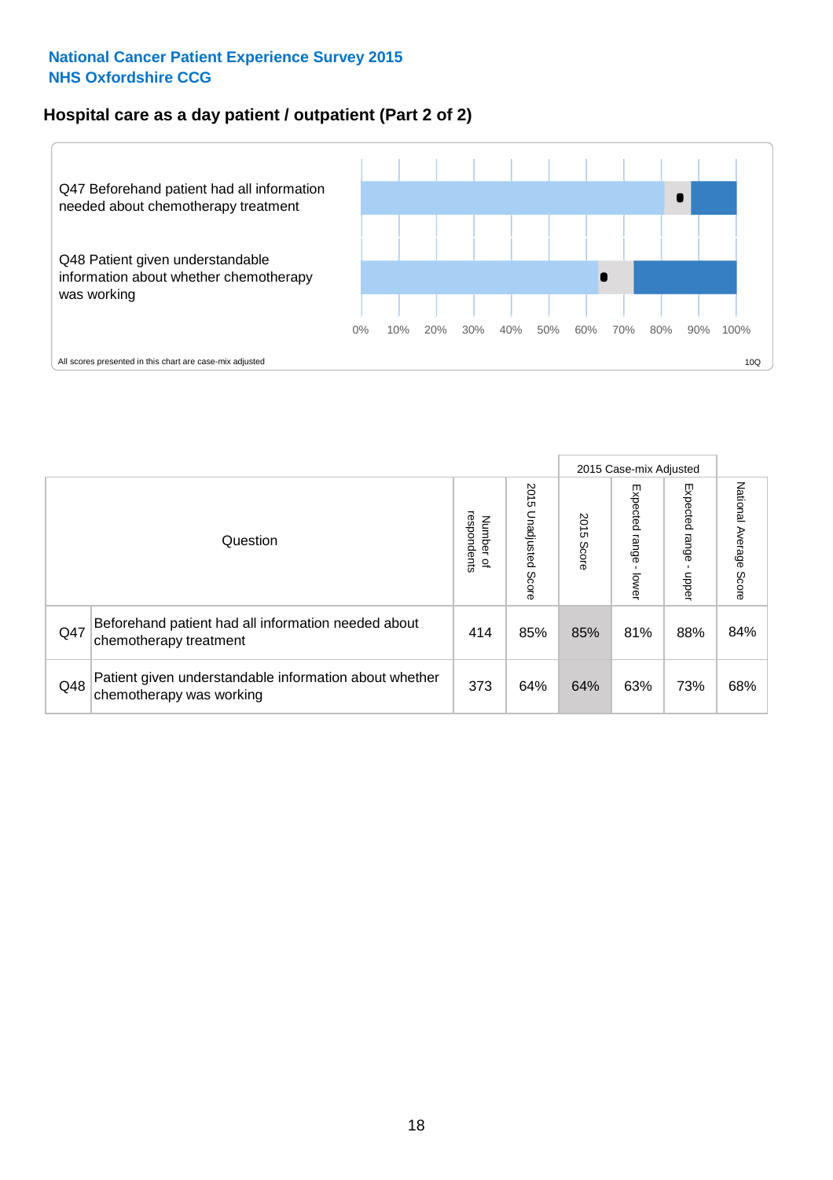National Cancer Patient Experience Survey 2015
NHS Oxfordshire CCG

## Hospital care as a day patient / outpatient (Part 2 of 2)

Q47 Beforehand patient had all information needed about chemotherapy treatment

Q48 Patient given understandable information about whether chemotherapy was working

0% 10% 20% 30% 40% 50% 60% 70% 80% 90% 100%

All scores presented in this chart are case-mix adjusted

10Q

| Question | | Number of respondents | 2015 Unadjusted Score | 2015 Case-mix Adjusted: 2015 Score | 2015 Case-mix Adjusted: Expected range - lower | 2015 Case-mix Adjusted: Expected range - upper | National Average Score |
|---|---|---|---|---|---|---|---|
| Q47 | Beforehand patient had all information needed about chemotherapy treatment | 414 | 85% | 85% | 81% | 88% | 84% |
| Q48 | Patient given understandable information about whether chemotherapy was working | 373 | 64% | 64% | 63% | 73% | 68% |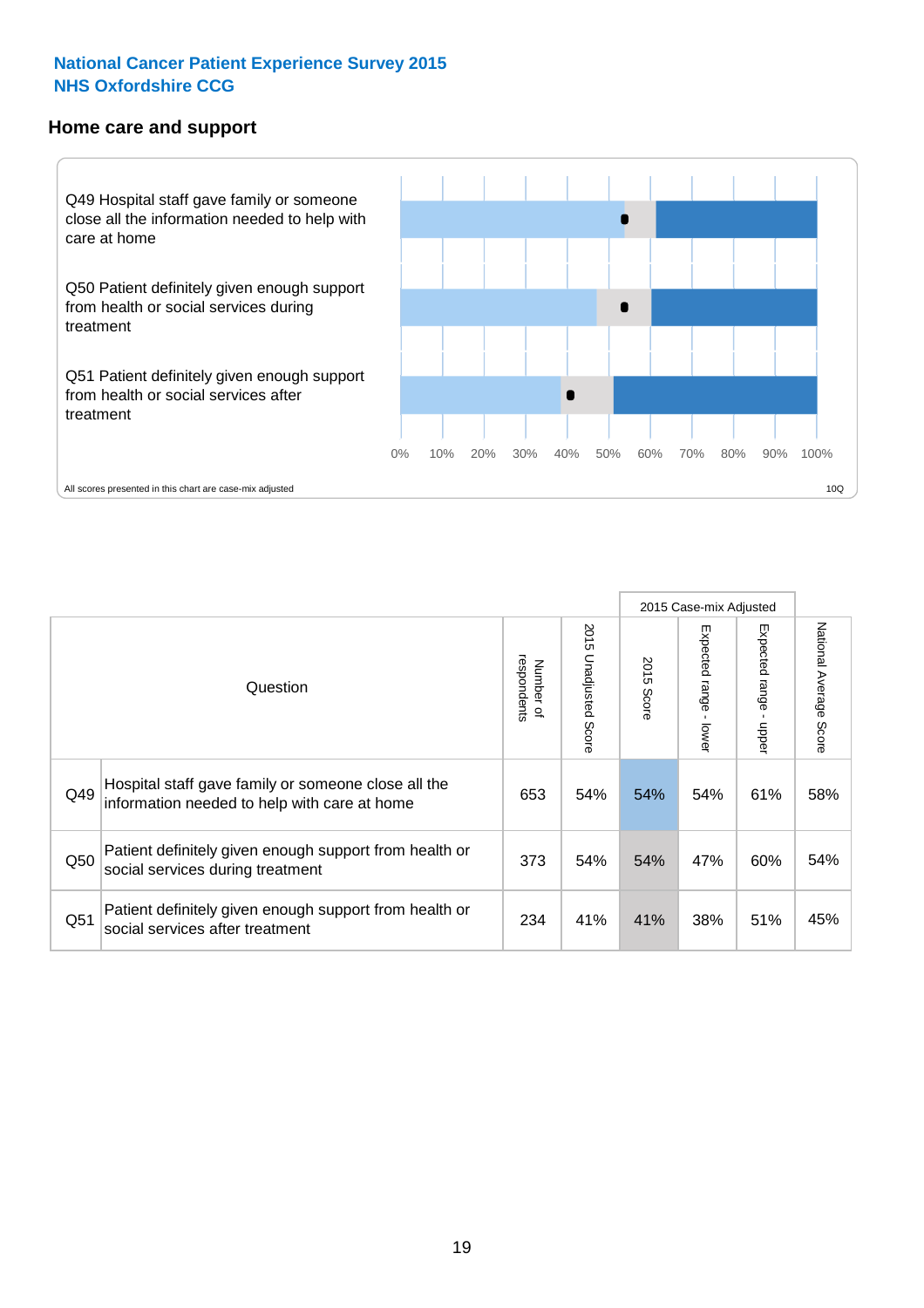**National Cancer Patient Experience Survey 2015**
**NHS Oxfordshire CCG**

### Home care and support

Q49 Hospital staff gave family or someone close all the information needed to help with care at home

Q50 Patient definitely given enough support from health or social services during treatment

Q51 Patient definitely given enough support from health or social services after treatment

0% 10% 20% 30% 40% 50% 60% 70% 80% 90% 100%

All scores presented in this chart are case-mix adjusted

10Q

| Question | | Number of respondents | 2015 Unadjusted Score | 2015 Case-mix Adjusted: 2015 Score | 2015 Case-mix Adjusted: Expected range - lower | 2015 Case-mix Adjusted: Expected range - upper | National Average Score |
|---|---|---|---|---|---|---|---|
| Q49 | Hospital staff gave family or someone close all the information needed to help with care at home | 653 | 54% | 54% | 54% | 61% | 58% |
| Q50 | Patient definitely given enough support from health or social services during treatment | 373 | 54% | 54% | 47% | 60% | 54% |
| Q51 | Patient definitely given enough support from health or social services after treatment | 234 | 41% | 41% | 38% | 51% | 45% |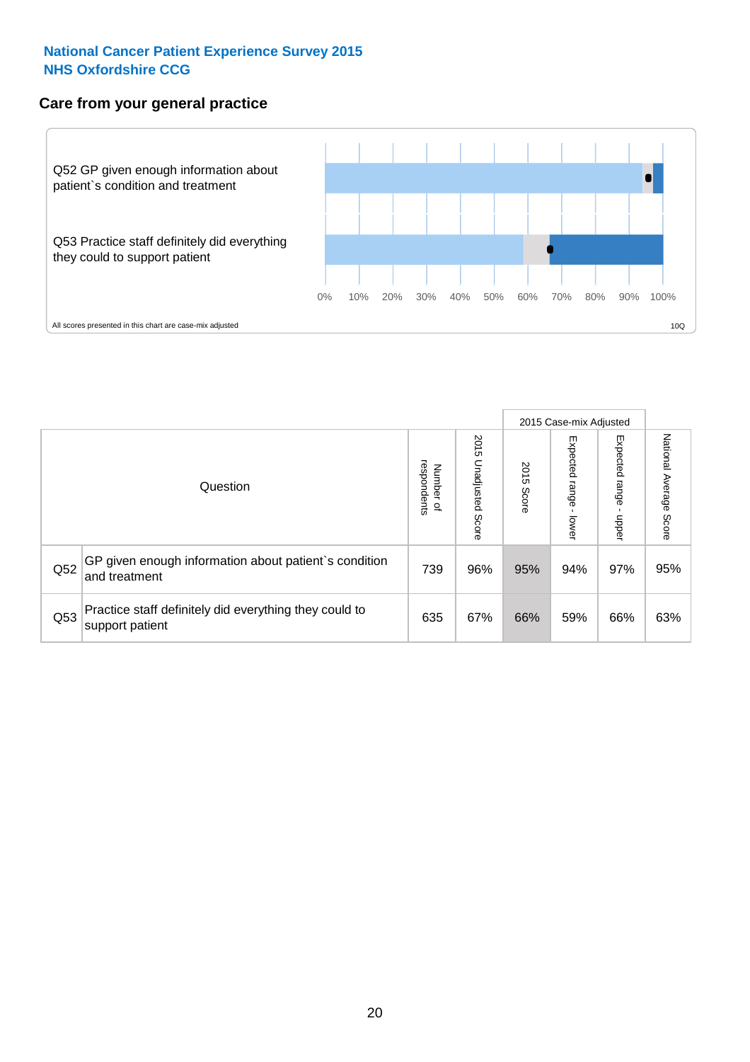National Cancer Patient Experience Survey 2015
NHS Oxfordshire CCG

## Care from your general practice

Q52 GP given enough information about patient`s condition and treatment

Q53 Practice staff definitely did everything they could to support patient

0% 10% 20% 30% 40% 50% 60% 70% 80% 90% 100%

All scores presented in this chart are case-mix adjusted

10Q

| Question | | Number of respondents | 2015 Unadjusted Score | 2015 Case-mix Adjusted | | | National Average Score |
|---|---|---|---|---|---|---|---|
| | | | | 2015 Score | Expected range - lower | Expected range - upper | |
| Q52 | GP given enough information about patient`s condition and treatment | 739 | 96% | 95% | 94% | 97% | 95% |
| Q53 | Practice staff definitely did everything they could to support patient | 635 | 67% | 66% | 59% | 66% | 63% |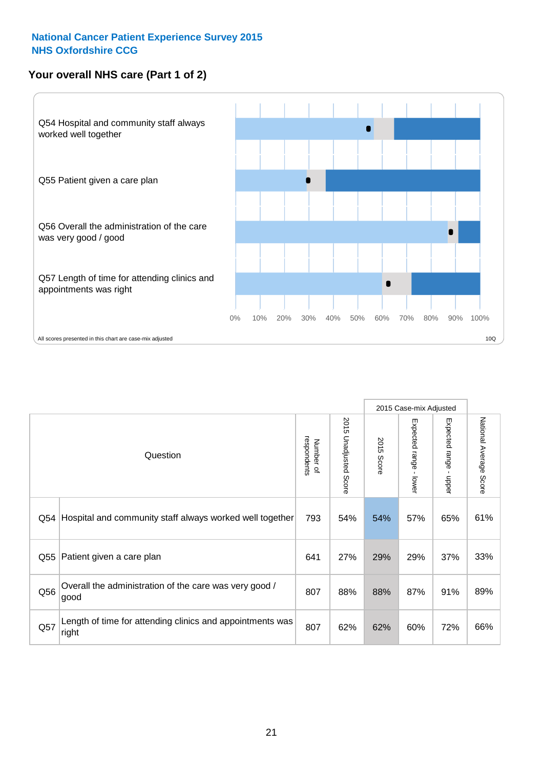National Cancer Patient Experience Survey 2015
NHS Oxfordshire CCG

## Your overall NHS care (Part 1 of 2)

Q54 Hospital and community staff always worked well together

Q55 Patient given a care plan

Q56 Overall the administration of the care was very good / good

Q57 Length of time for attending clinics and appointments was right

0% 10% 20% 30% 40% 50% 60% 70% 80% 90% 100%

All scores presented in this chart are case-mix adjusted

10Q

| | Question | Number of respondents | 2015 Unadjusted Score | 2015 Case-mix Adjusted | | | National Average Score |
|---|---|---|---|---|---|---|---|
| | | | | 2015 Score | Expected range - lower | Expected range - upper | |
| Q54 | Hospital and community staff always worked well together | 793 | 54% | 54% | 57% | 65% | 61% |
| Q55 | Patient given a care plan | 641 | 27% | 29% | 29% | 37% | 33% |
| Q56 | Overall the administration of the care was very good / good | 807 | 88% | 88% | 87% | 91% | 89% |
| Q57 | Length of time for attending clinics and appointments was right | 807 | 62% | 62% | 60% | 72% | 66% |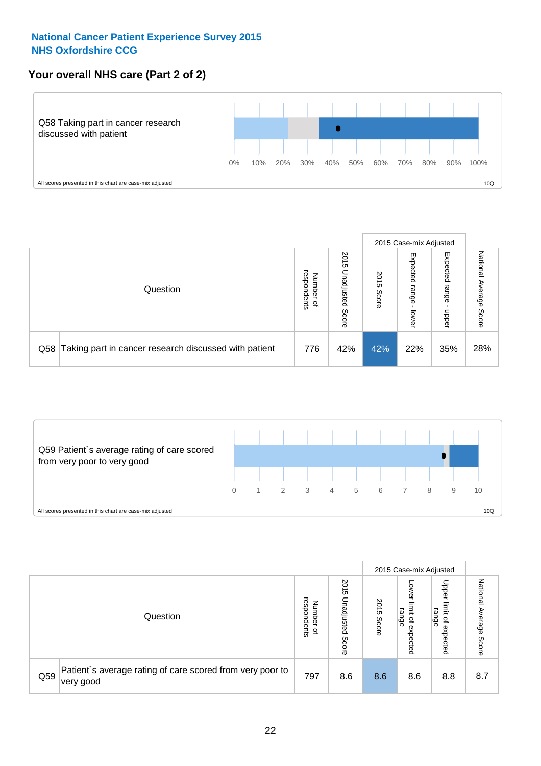**National Cancer Patient Experience Survey 2015**
**NHS Oxfordshire CCG**

## Your overall NHS care (Part 2 of 2)

Q58 Taking part in cancer research discussed with patient

0% 10% 20% 30% 40% 50% 60% 70% 80% 90% 100%

All scores presented in this chart are case-mix adjusted

10Q

| Question | | Number of respondents | 2015 Unadjusted Score | 2015 Case-mix Adjusted | | | National Average Score |
|---|---|---|---|---|---|---|---|
| | | | | 2015 Score | Expected range - lower | Expected range - upper | |
| Q58 | Taking part in cancer research discussed with patient | 776 | 42% | 42% | 22% | 35% | 28% |

Q59 Patient`s average rating of care scored from very poor to very good

0 1 2 3 4 5 6 7 8 9 10

All scores presented in this chart are case-mix adjusted

10Q

| Question | | Number of respondents | 2015 Unadjusted Score | 2015 Case-mix Adjusted | | | National Average Score |
|---|---|---|---|---|---|---|---|
| | | | | 2015 Score | Lower limit of expected range | Upper limit of expected range | |
| Q59 | Patient`s average rating of care scored from very poor to very good | 797 | 8.6 | 8.6 | 8.6 | 8.8 | 8.7 |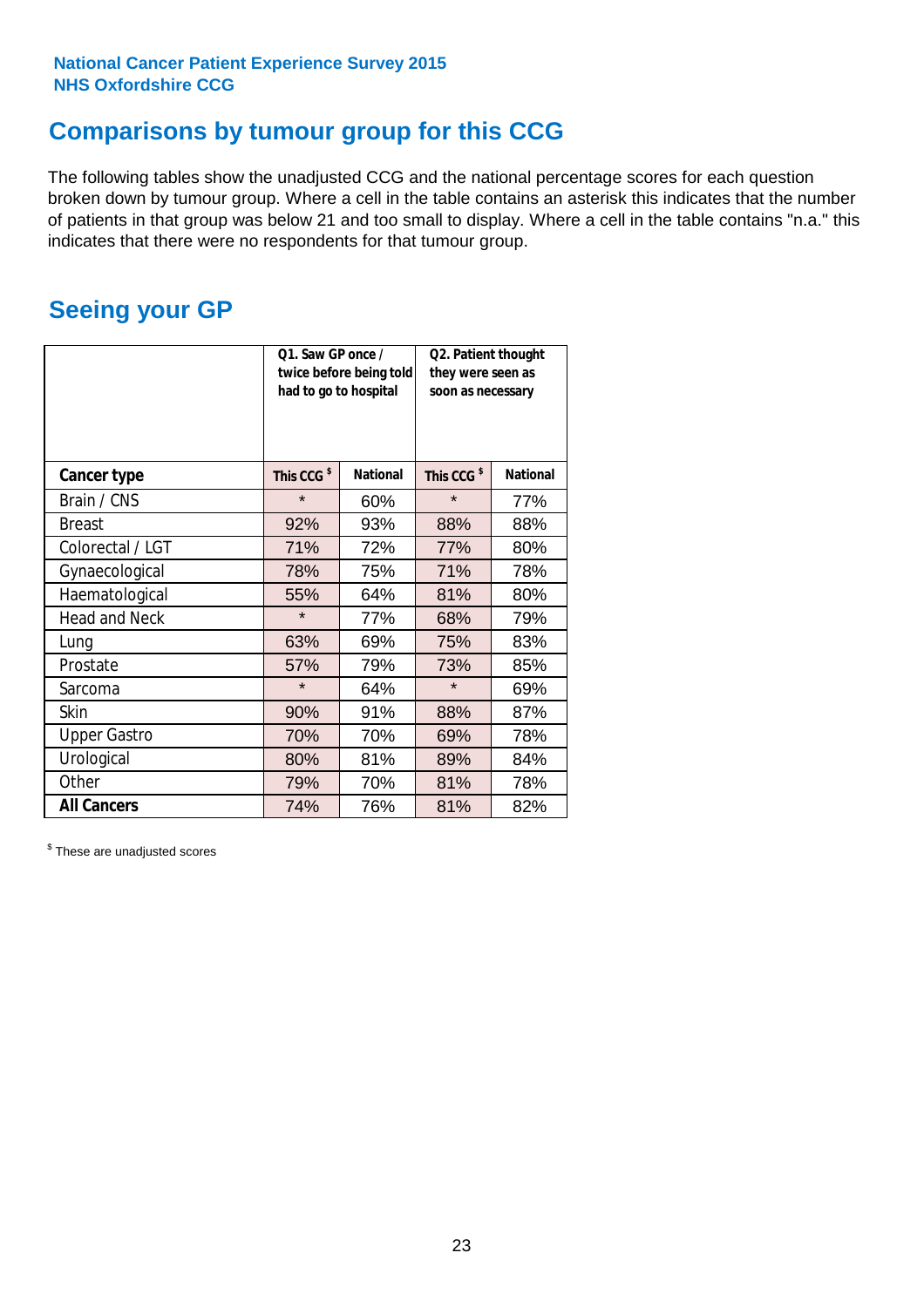National Cancer Patient Experience Survey 2015
NHS Oxfordshire CCG

## Comparisons by tumour group for this CCG

The following tables show the unadjusted CCG and the national percentage scores for each question broken down by tumour group. Where a cell in the table contains an asterisk this indicates that the number of patients in that group was below 21 and too small to display. Where a cell in the table contains "n.a." this indicates that there were no respondents for that tumour group.

## Seeing your GP

| | Q1. Saw GP once / twice before being told had to go to hospital | | Q2. Patient thought they were seen as soon as necessary | |
|---|---|---|---|---|
| **Cancer type** | This CCG $ | National | This CCG $ | National |
| Brain / CNS | * | 60% | * | 77% |
| Breast | 92% | 93% | 88% | 88% |
| Colorectal / LGT | 71% | 72% | 77% | 80% |
| Gynaecological | 78% | 75% | 71% | 78% |
| Haematological | 55% | 64% | 81% | 80% |
| Head and Neck | * | 77% | 68% | 79% |
| Lung | 63% | 69% | 75% | 83% |
| Prostate | 57% | 79% | 73% | 85% |
| Sarcoma | * | 64% | * | 69% |
| Skin | 90% | 91% | 88% | 87% |
| Upper Gastro | 70% | 70% | 69% | 78% |
| Urological | 80% | 81% | 89% | 84% |
| Other | 79% | 70% | 81% | 78% |
| **All Cancers** | 74% | 76% | 81% | 82% |

$ These are unadjusted scores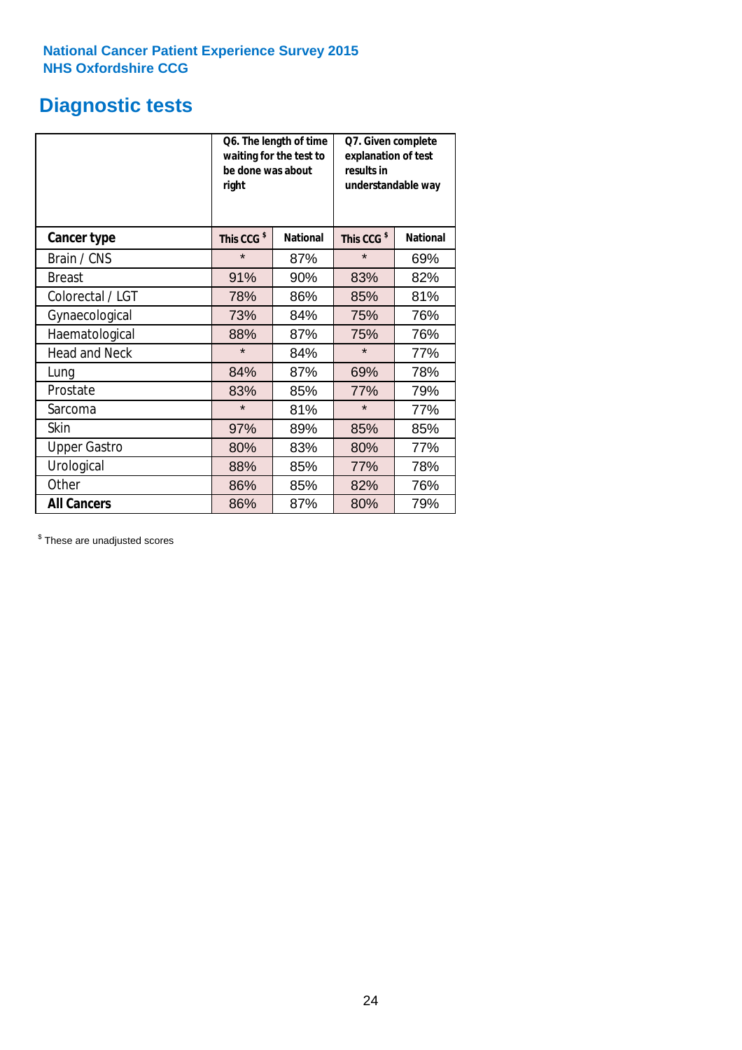National Cancer Patient Experience Survey 2015
NHS Oxfordshire CCG

# Diagnostic tests

| | Q6. The length of time waiting for the test to be done was about right | | Q7. Given complete explanation of test results in understandable way | |
|---|---|---|---|---|
| **Cancer type** | **This CCG $** | **National** | **This CCG $** | **National** |
| Brain / CNS | * | 87% | * | 69% |
| Breast | 91% | 90% | 83% | 82% |
| Colorectal / LGT | 78% | 86% | 85% | 81% |
| Gynaecological | 73% | 84% | 75% | 76% |
| Haematological | 88% | 87% | 75% | 76% |
| Head and Neck | * | 84% | * | 77% |
| Lung | 84% | 87% | 69% | 78% |
| Prostate | 83% | 85% | 77% | 79% |
| Sarcoma | * | 81% | * | 77% |
| Skin | 97% | 89% | 85% | 85% |
| Upper Gastro | 80% | 83% | 80% | 77% |
| Urological | 88% | 85% | 77% | 78% |
| Other | 86% | 85% | 82% | 76% |
| **All Cancers** | 86% | 87% | 80% | 79% |

$ These are unadjusted scores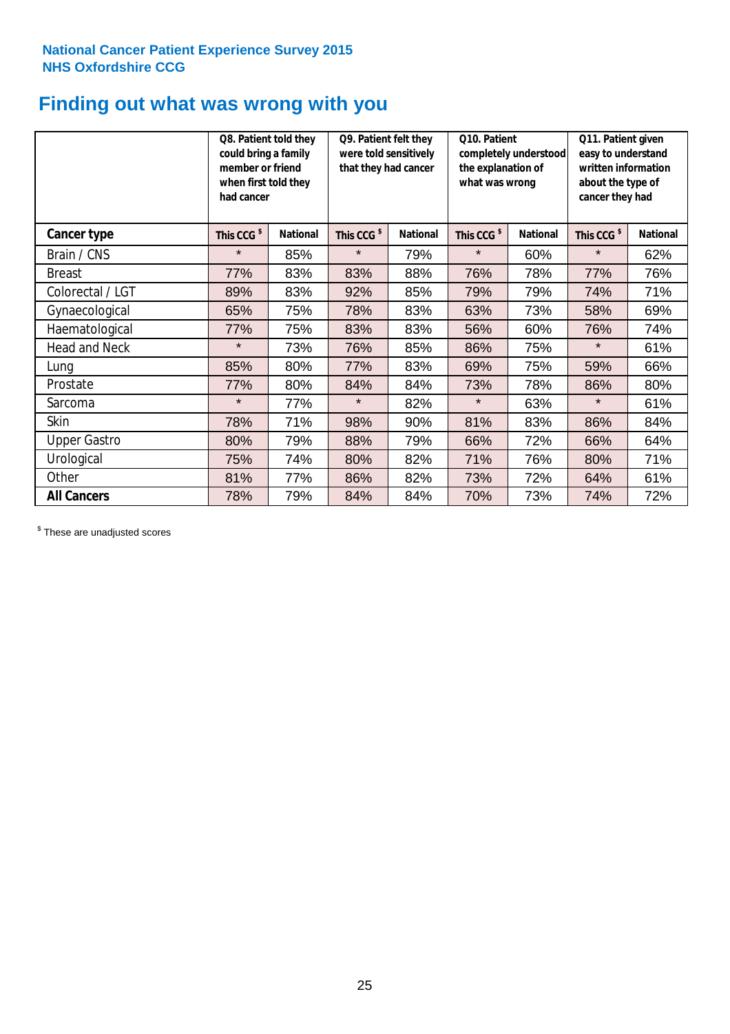**National Cancer Patient Experience Survey 2015**
**NHS Oxfordshire CCG**

# Finding out what was wrong with you

| | Q8. Patient told they could bring a family member or friend when first told they had cancer | | Q9. Patient felt they were told sensitively that they had cancer | | Q10. Patient completely understood the explanation of what was wrong | | Q11. Patient given easy to understand written information about the type of cancer they had | |
|---|---|---|---|---|---|---|---|---|
| **Cancer type** | **This CCG $** | **National** | **This CCG $** | **National** | **This CCG $** | **National** | **This CCG $** | **National** |
| Brain / CNS | * | 85% | * | 79% | * | 60% | * | 62% |
| Breast | 77% | 83% | 83% | 88% | 76% | 78% | 77% | 76% |
| Colorectal / LGT | 89% | 83% | 92% | 85% | 79% | 79% | 74% | 71% |
| Gynaecological | 65% | 75% | 78% | 83% | 63% | 73% | 58% | 69% |
| Haematological | 77% | 75% | 83% | 83% | 56% | 60% | 76% | 74% |
| Head and Neck | * | 73% | 76% | 85% | 86% | 75% | * | 61% |
| Lung | 85% | 80% | 77% | 83% | 69% | 75% | 59% | 66% |
| Prostate | 77% | 80% | 84% | 84% | 73% | 78% | 86% | 80% |
| Sarcoma | * | 77% | * | 82% | * | 63% | * | 61% |
| Skin | 78% | 71% | 98% | 90% | 81% | 83% | 86% | 84% |
| Upper Gastro | 80% | 79% | 88% | 79% | 66% | 72% | 66% | 64% |
| Urological | 75% | 74% | 80% | 82% | 71% | 76% | 80% | 71% |
| Other | 81% | 77% | 86% | 82% | 73% | 72% | 64% | 61% |
| **All Cancers** | 78% | 79% | 84% | 84% | 70% | 73% | 74% | 72% |

$ These are unadjusted scores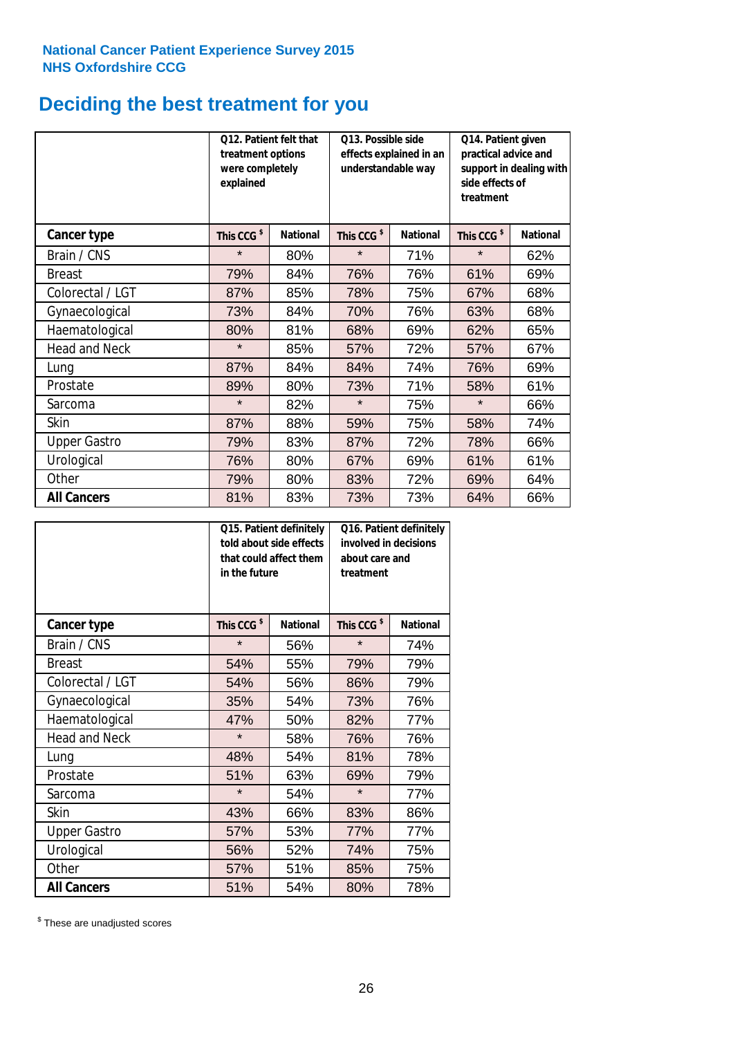National Cancer Patient Experience Survey 2015
NHS Oxfordshire CCG

# Deciding the best treatment for you

| | Q12. Patient felt that treatment options were completely explained | | Q13. Possible side effects explained in an understandable way | | Q14. Patient given practical advice and support in dealing with side effects of treatment | |
|---|---|---|---|---|---|---|
| **Cancer type** | **This CCG $** | **National** | **This CCG $** | **National** | **This CCG $** | **National** |
| Brain / CNS | * | 80% | * | 71% | * | 62% |
| Breast | 79% | 84% | 76% | 76% | 61% | 69% |
| Colorectal / LGT | 87% | 85% | 78% | 75% | 67% | 68% |
| Gynaecological | 73% | 84% | 70% | 76% | 63% | 68% |
| Haematological | 80% | 81% | 68% | 69% | 62% | 65% |
| Head and Neck | * | 85% | 57% | 72% | 57% | 67% |
| Lung | 87% | 84% | 84% | 74% | 76% | 69% |
| Prostate | 89% | 80% | 73% | 71% | 58% | 61% |
| Sarcoma | * | 82% | * | 75% | * | 66% |
| Skin | 87% | 88% | 59% | 75% | 58% | 74% |
| Upper Gastro | 79% | 83% | 87% | 72% | 78% | 66% |
| Urological | 76% | 80% | 67% | 69% | 61% | 61% |
| Other | 79% | 80% | 83% | 72% | 69% | 64% |
| **All Cancers** | 81% | 83% | 73% | 73% | 64% | 66% |

| | Q15. Patient definitely told about side effects that could affect them in the future | | Q16. Patient definitely involved in decisions about care and treatment | |
|---|---|---|---|---|
| **Cancer type** | **This CCG $** | **National** | **This CCG $** | **National** |
| Brain / CNS | * | 56% | * | 74% |
| Breast | 54% | 55% | 79% | 79% |
| Colorectal / LGT | 54% | 56% | 86% | 79% |
| Gynaecological | 35% | 54% | 73% | 76% |
| Haematological | 47% | 50% | 82% | 77% |
| Head and Neck | * | 58% | 76% | 76% |
| Lung | 48% | 54% | 81% | 78% |
| Prostate | 51% | 63% | 69% | 79% |
| Sarcoma | * | 54% | * | 77% |
| Skin | 43% | 66% | 83% | 86% |
| Upper Gastro | 57% | 53% | 77% | 77% |
| Urological | 56% | 52% | 74% | 75% |
| Other | 57% | 51% | 85% | 75% |
| **All Cancers** | 51% | 54% | 80% | 78% |

$ These are unadjusted scores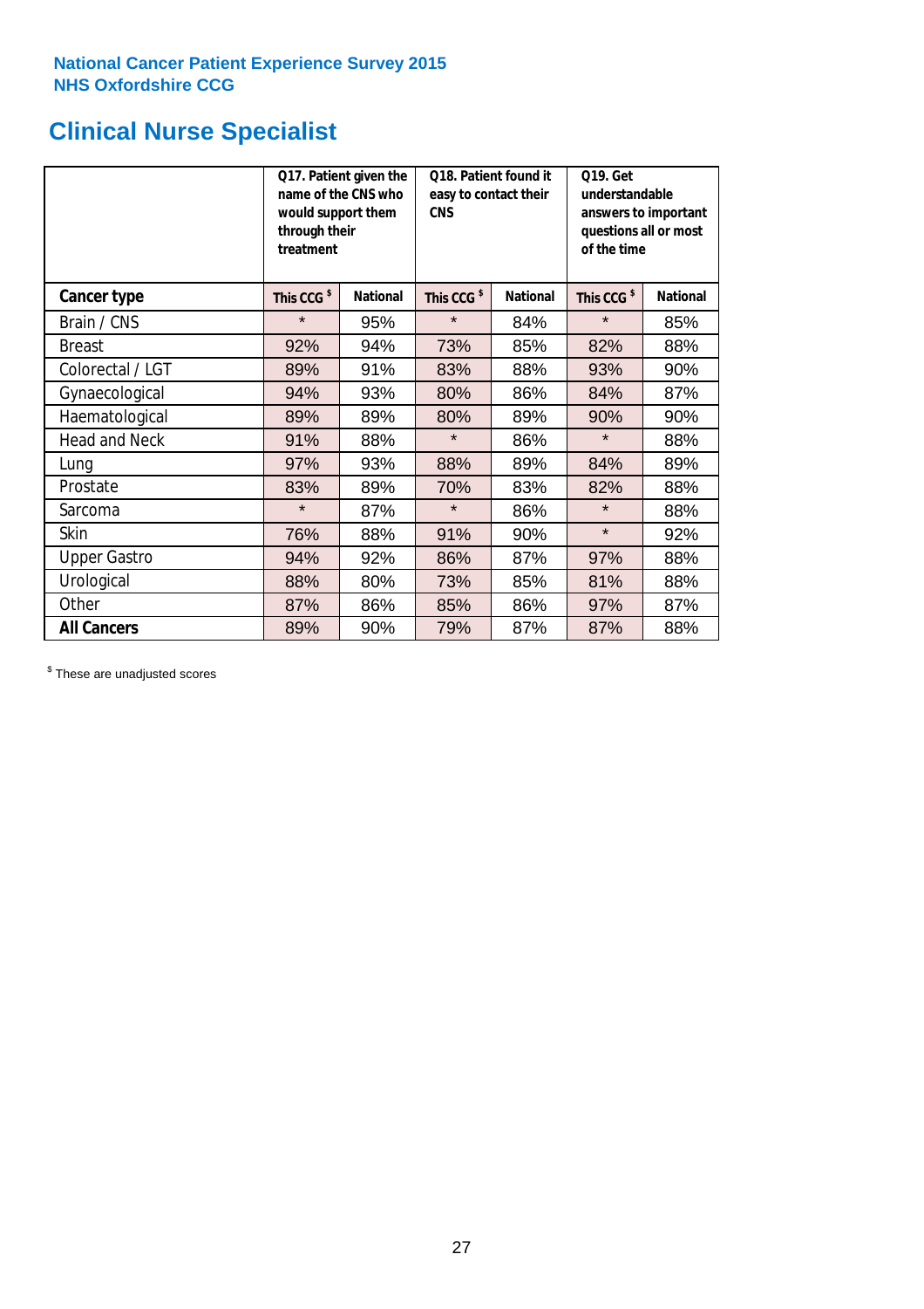National Cancer Patient Experience Survey 2015
NHS Oxfordshire CCG

# Clinical Nurse Specialist

| | Q17. Patient given the name of the CNS who would support them through their treatment | | Q18. Patient found it easy to contact their CNS | | Q19. Get understandable answers to important questions all or most of the time | |
|---|---|---|---|---|---|---|
| **Cancer type** | **This CCG $** | **National** | **This CCG $** | **National** | **This CCG $** | **National** |
| Brain / CNS | * | 95% | * | 84% | * | 85% |
| Breast | 92% | 94% | 73% | 85% | 82% | 88% |
| Colorectal / LGT | 89% | 91% | 83% | 88% | 93% | 90% |
| Gynaecological | 94% | 93% | 80% | 86% | 84% | 87% |
| Haematological | 89% | 89% | 80% | 89% | 90% | 90% |
| Head and Neck | 91% | 88% | * | 86% | * | 88% |
| Lung | 97% | 93% | 88% | 89% | 84% | 89% |
| Prostate | 83% | 89% | 70% | 83% | 82% | 88% |
| Sarcoma | * | 87% | * | 86% | * | 88% |
| Skin | 76% | 88% | 91% | 90% | * | 92% |
| Upper Gastro | 94% | 92% | 86% | 87% | 97% | 88% |
| Urological | 88% | 80% | 73% | 85% | 81% | 88% |
| Other | 87% | 86% | 85% | 86% | 97% | 87% |
| **All Cancers** | 89% | 90% | 79% | 87% | 87% | 88% |

$ These are unadjusted scores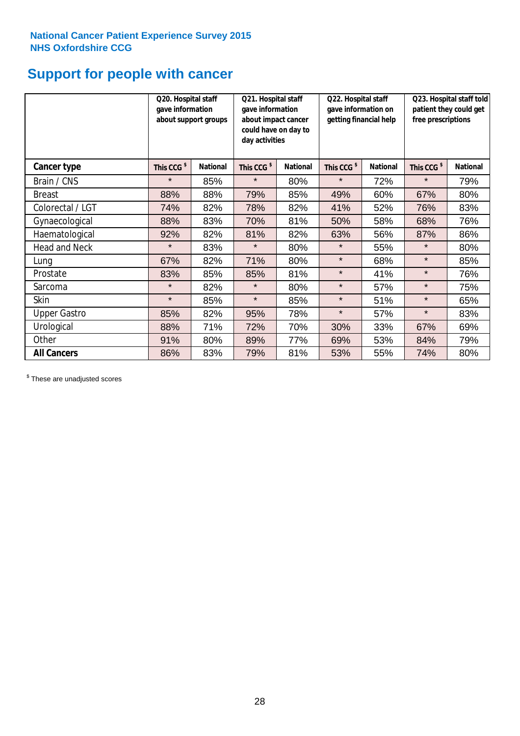National Cancer Patient Experience Survey 2015
NHS Oxfordshire CCG

# Support for people with cancer

| | Q20. Hospital staff gave information about support groups | | Q21. Hospital staff gave information about impact cancer could have on day to day activities | | Q22. Hospital staff gave information on getting financial help | | Q23. Hospital staff told patient they could get free prescriptions | |
|---|---|---|---|---|---|---|---|---|
| **Cancer type** | This CCG $ | National | This CCG $ | National | This CCG $ | National | This CCG $ | National |
| Brain / CNS | * | 85% | * | 80% | * | 72% | * | 79% |
| Breast | 88% | 88% | 79% | 85% | 49% | 60% | 67% | 80% |
| Colorectal / LGT | 74% | 82% | 78% | 82% | 41% | 52% | 76% | 83% |
| Gynaecological | 88% | 83% | 70% | 81% | 50% | 58% | 68% | 76% |
| Haematological | 92% | 82% | 81% | 82% | 63% | 56% | 87% | 86% |
| Head and Neck | * | 83% | * | 80% | * | 55% | * | 80% |
| Lung | 67% | 82% | 71% | 80% | * | 68% | * | 85% |
| Prostate | 83% | 85% | 85% | 81% | * | 41% | * | 76% |
| Sarcoma | * | 82% | * | 80% | * | 57% | * | 75% |
| Skin | * | 85% | * | 85% | * | 51% | * | 65% |
| Upper Gastro | 85% | 82% | 95% | 78% | * | 57% | * | 83% |
| Urological | 88% | 71% | 72% | 70% | 30% | 33% | 67% | 69% |
| Other | 91% | 80% | 89% | 77% | 69% | 53% | 84% | 79% |
| **All Cancers** | 86% | 83% | 79% | 81% | 53% | 55% | 74% | 80% |

$ These are unadjusted scores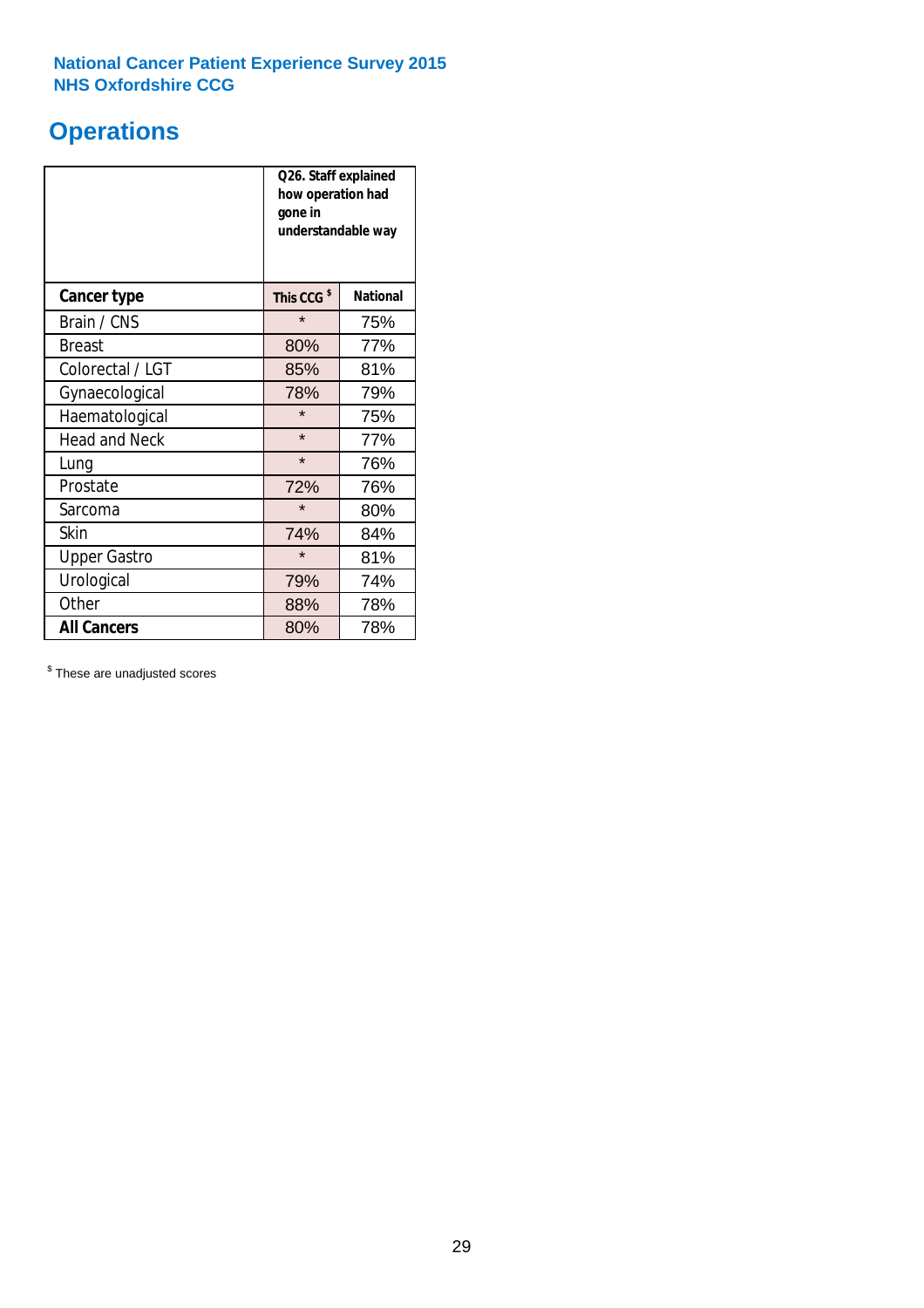National Cancer Patient Experience Survey 2015
NHS Oxfordshire CCG

# Operations

| | Q26. Staff explained how operation had gone in understandable way | |
|---|---|---|
| **Cancer type** | **This CCG $** | **National** |
| Brain / CNS | * | 75% |
| Breast | 80% | 77% |
| Colorectal / LGT | 85% | 81% |
| Gynaecological | 78% | 79% |
| Haematological | * | 75% |
| Head and Neck | * | 77% |
| Lung | * | 76% |
| Prostate | 72% | 76% |
| Sarcoma | * | 80% |
| Skin | 74% | 84% |
| Upper Gastro | * | 81% |
| Urological | 79% | 74% |
| Other | 88% | 78% |
| **All Cancers** | 80% | 78% |

$ These are unadjusted scores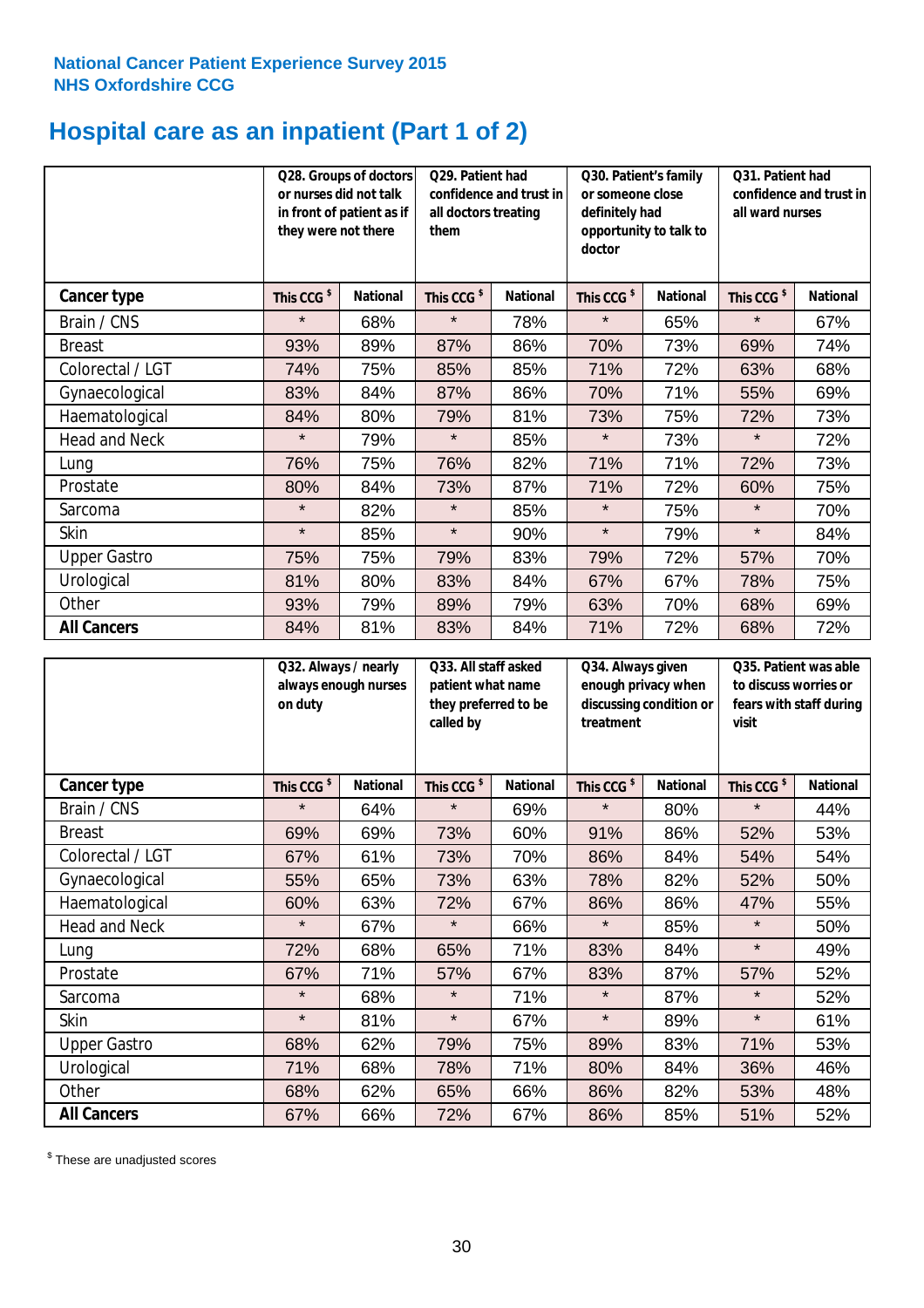**National Cancer Patient Experience Survey 2015**
**NHS Oxfordshire CCG**

# Hospital care as an inpatient (Part 1 of 2)

| | Q28. Groups of doctors or nurses did not talk in front of patient as if they were not there | | Q29. Patient had confidence and trust in all doctors treating them | | Q30. Patient's family or someone close definitely had opportunity to talk to doctor | | Q31. Patient had confidence and trust in all ward nurses | |
|---|---|---|---|---|---|---|---|---|
| **Cancer type** | **This CCG $** | **National** | **This CCG $** | **National** | **This CCG $** | **National** | **This CCG $** | **National** |
| Brain / CNS | * | 68% | * | 78% | * | 65% | * | 67% |
| Breast | 93% | 89% | 87% | 86% | 70% | 73% | 69% | 74% |
| Colorectal / LGT | 74% | 75% | 85% | 85% | 71% | 72% | 63% | 68% |
| Gynaecological | 83% | 84% | 87% | 86% | 70% | 71% | 55% | 69% |
| Haematological | 84% | 80% | 79% | 81% | 73% | 75% | 72% | 73% |
| Head and Neck | * | 79% | * | 85% | * | 73% | * | 72% |
| Lung | 76% | 75% | 76% | 82% | 71% | 71% | 72% | 73% |
| Prostate | 80% | 84% | 73% | 87% | 71% | 72% | 60% | 75% |
| Sarcoma | * | 82% | * | 85% | * | 75% | * | 70% |
| Skin | * | 85% | * | 90% | * | 79% | * | 84% |
| Upper Gastro | 75% | 75% | 79% | 83% | 79% | 72% | 57% | 70% |
| Urological | 81% | 80% | 83% | 84% | 67% | 67% | 78% | 75% |
| Other | 93% | 79% | 89% | 79% | 63% | 70% | 68% | 69% |
| **All Cancers** | 84% | 81% | 83% | 84% | 71% | 72% | 68% | 72% |

| | Q32. Always / nearly always enough nurses on duty | | Q33. All staff asked patient what name they preferred to be called by | | Q34. Always given enough privacy when discussing condition or treatment | | Q35. Patient was able to discuss worries or fears with staff during visit | |
|---|---|---|---|---|---|---|---|---|
| **Cancer type** | **This CCG $** | **National** | **This CCG $** | **National** | **This CCG $** | **National** | **This CCG $** | **National** |
| Brain / CNS | * | 64% | * | 69% | * | 80% | * | 44% |
| Breast | 69% | 69% | 73% | 60% | 91% | 86% | 52% | 53% |
| Colorectal / LGT | 67% | 61% | 73% | 70% | 86% | 84% | 54% | 54% |
| Gynaecological | 55% | 65% | 73% | 63% | 78% | 82% | 52% | 50% |
| Haematological | 60% | 63% | 72% | 67% | 86% | 86% | 47% | 55% |
| Head and Neck | * | 67% | * | 66% | * | 85% | * | 50% |
| Lung | 72% | 68% | 65% | 71% | 83% | 84% | * | 49% |
| Prostate | 67% | 71% | 57% | 67% | 83% | 87% | 57% | 52% |
| Sarcoma | * | 68% | * | 71% | * | 87% | * | 52% |
| Skin | * | 81% | * | 67% | * | 89% | * | 61% |
| Upper Gastro | 68% | 62% | 79% | 75% | 89% | 83% | 71% | 53% |
| Urological | 71% | 68% | 78% | 71% | 80% | 84% | 36% | 46% |
| Other | 68% | 62% | 65% | 66% | 86% | 82% | 53% | 48% |
| **All Cancers** | 67% | 66% | 72% | 67% | 86% | 85% | 51% | 52% |

$ These are unadjusted scores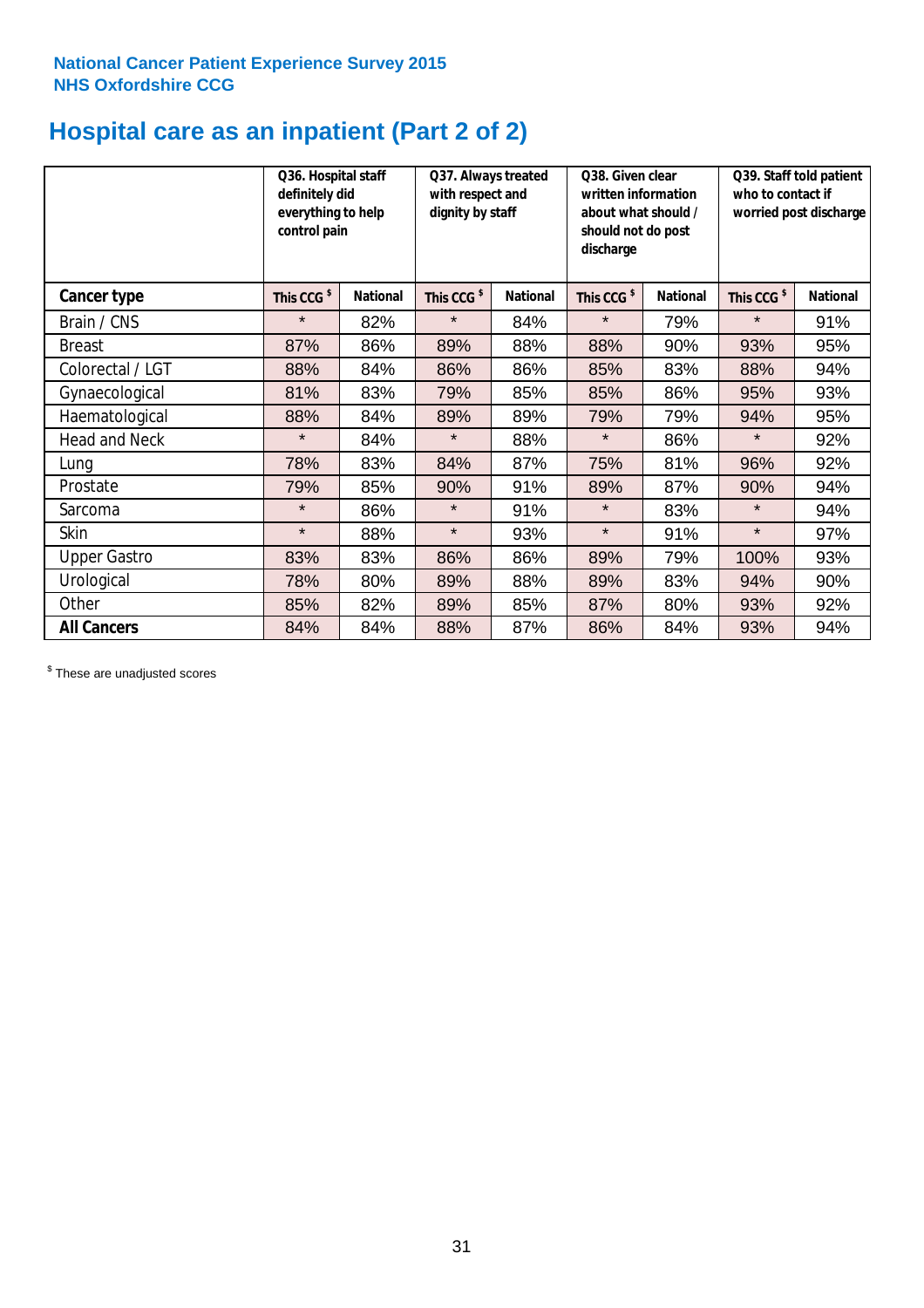**National Cancer Patient Experience Survey 2015**
**NHS Oxfordshire CCG**

# Hospital care as an inpatient (Part 2 of 2)

| | Q36. Hospital staff definitely did everything to help control pain | | Q37. Always treated with respect and dignity by staff | | Q38. Given clear written information about what should / should not do post discharge | | Q39. Staff told patient who to contact if worried post discharge | |
|---|---|---|---|---|---|---|---|---|
| **Cancer type** | **This CCG $** | **National** | **This CCG $** | **National** | **This CCG $** | **National** | **This CCG $** | **National** |
| Brain / CNS | * | 82% | * | 84% | * | 79% | * | 91% |
| Breast | 87% | 86% | 89% | 88% | 88% | 90% | 93% | 95% |
| Colorectal / LGT | 88% | 84% | 86% | 86% | 85% | 83% | 88% | 94% |
| Gynaecological | 81% | 83% | 79% | 85% | 85% | 86% | 95% | 93% |
| Haematological | 88% | 84% | 89% | 89% | 79% | 79% | 94% | 95% |
| Head and Neck | * | 84% | * | 88% | * | 86% | * | 92% |
| Lung | 78% | 83% | 84% | 87% | 75% | 81% | 96% | 92% |
| Prostate | 79% | 85% | 90% | 91% | 89% | 87% | 90% | 94% |
| Sarcoma | * | 86% | * | 91% | * | 83% | * | 94% |
| Skin | * | 88% | * | 93% | * | 91% | * | 97% |
| Upper Gastro | 83% | 83% | 86% | 86% | 89% | 79% | 100% | 93% |
| Urological | 78% | 80% | 89% | 88% | 89% | 83% | 94% | 90% |
| Other | 85% | 82% | 89% | 85% | 87% | 80% | 93% | 92% |
| **All Cancers** | 84% | 84% | 88% | 87% | 86% | 84% | 93% | 94% |

$ These are unadjusted scores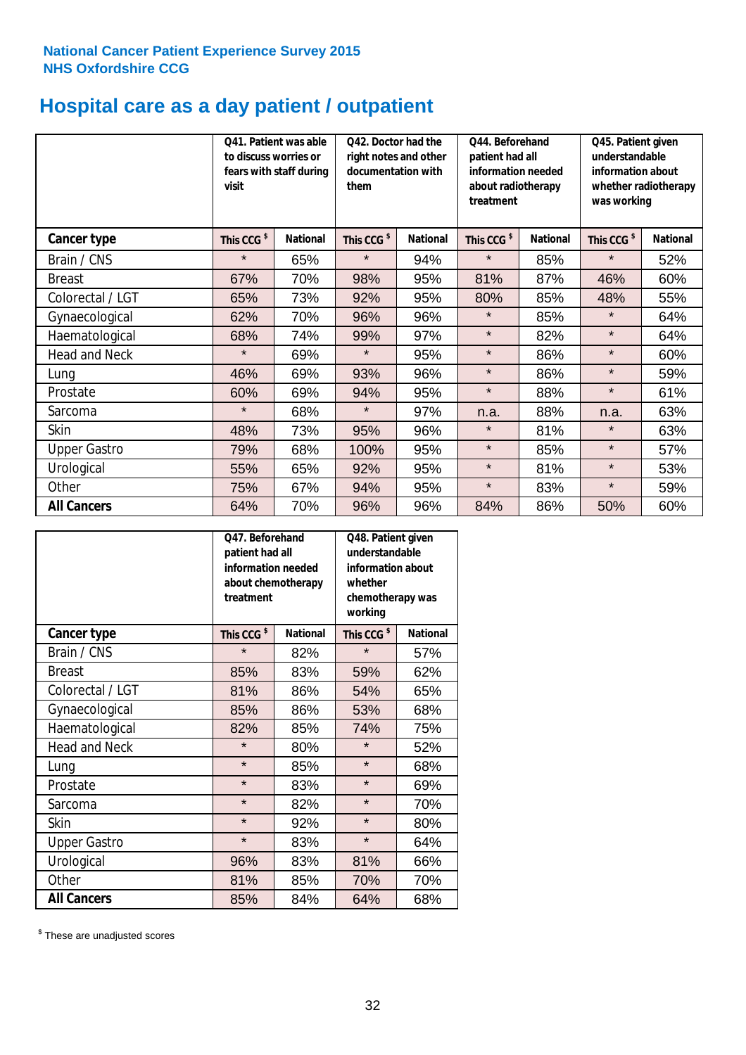National Cancer Patient Experience Survey 2015
NHS Oxfordshire CCG

# Hospital care as a day patient / outpatient

| | Q41. Patient was able to discuss worries or fears with staff during visit | | Q42. Doctor had the right notes and other documentation with them | | Q44. Beforehand patient had all information needed about radiotherapy treatment | | Q45. Patient given understandable information about whether radiotherapy was working | |
|---|---|---|---|---|---|---|---|---|
| **Cancer type** | **This CCG $** | **National** | **This CCG $** | **National** | **This CCG $** | **National** | **This CCG $** | **National** |
| Brain / CNS | * | 65% | * | 94% | * | 85% | * | 52% |
| Breast | 67% | 70% | 98% | 95% | 81% | 87% | 46% | 60% |
| Colorectal / LGT | 65% | 73% | 92% | 95% | 80% | 85% | 48% | 55% |
| Gynaecological | 62% | 70% | 96% | 96% | * | 85% | * | 64% |
| Haematological | 68% | 74% | 99% | 97% | * | 82% | * | 64% |
| Head and Neck | * | 69% | * | 95% | * | 86% | * | 60% |
| Lung | 46% | 69% | 93% | 96% | * | 86% | * | 59% |
| Prostate | 60% | 69% | 94% | 95% | * | 88% | * | 61% |
| Sarcoma | * | 68% | * | 97% | n.a. | 88% | n.a. | 63% |
| Skin | 48% | 73% | 95% | 96% | * | 81% | * | 63% |
| Upper Gastro | 79% | 68% | 100% | 95% | * | 85% | * | 57% |
| Urological | 55% | 65% | 92% | 95% | * | 81% | * | 53% |
| Other | 75% | 67% | 94% | 95% | * | 83% | * | 59% |
| **All Cancers** | 64% | 70% | 96% | 96% | 84% | 86% | 50% | 60% |

| | Q47. Beforehand patient had all information needed about chemotherapy treatment | | Q48. Patient given understandable information about whether chemotherapy was working | |
|---|---|---|---|---|
| **Cancer type** | **This CCG $** | **National** | **This CCG $** | **National** |
| Brain / CNS | * | 82% | * | 57% |
| Breast | 85% | 83% | 59% | 62% |
| Colorectal / LGT | 81% | 86% | 54% | 65% |
| Gynaecological | 85% | 86% | 53% | 68% |
| Haematological | 82% | 85% | 74% | 75% |
| Head and Neck | * | 80% | * | 52% |
| Lung | * | 85% | * | 68% |
| Prostate | * | 83% | * | 69% |
| Sarcoma | * | 82% | * | 70% |
| Skin | * | 92% | * | 80% |
| Upper Gastro | * | 83% | * | 64% |
| Urological | 96% | 83% | 81% | 66% |
| Other | 81% | 85% | 70% | 70% |
| **All Cancers** | 85% | 84% | 64% | 68% |

$ These are unadjusted scores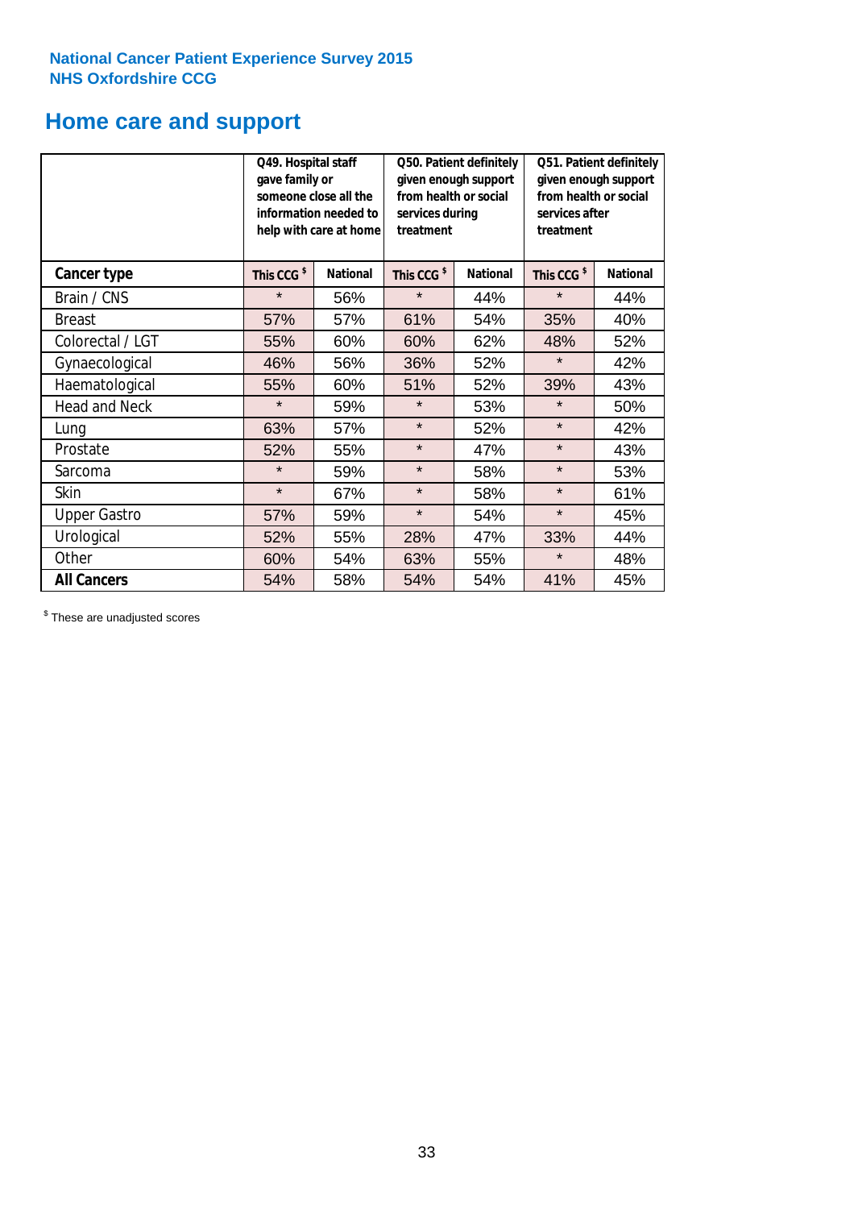National Cancer Patient Experience Survey 2015
NHS Oxfordshire CCG

# Home care and support

| | Q49. Hospital staff gave family or someone close all the information needed to help with care at home | | Q50. Patient definitely given enough support from health or social services during treatment | | Q51. Patient definitely given enough support from health or social services after treatment | |
|---|---|---|---|---|---|---|
| **Cancer type** | **This CCG $** | **National** | **This CCG $** | **National** | **This CCG $** | **National** |
| Brain / CNS | * | 56% | * | 44% | * | 44% |
| Breast | 57% | 57% | 61% | 54% | 35% | 40% |
| Colorectal / LGT | 55% | 60% | 60% | 62% | 48% | 52% |
| Gynaecological | 46% | 56% | 36% | 52% | * | 42% |
| Haematological | 55% | 60% | 51% | 52% | 39% | 43% |
| Head and Neck | * | 59% | * | 53% | * | 50% |
| Lung | 63% | 57% | * | 52% | * | 42% |
| Prostate | 52% | 55% | * | 47% | * | 43% |
| Sarcoma | * | 59% | * | 58% | * | 53% |
| Skin | * | 67% | * | 58% | * | 61% |
| Upper Gastro | 57% | 59% | * | 54% | * | 45% |
| Urological | 52% | 55% | 28% | 47% | 33% | 44% |
| Other | 60% | 54% | 63% | 55% | * | 48% |
| **All Cancers** | 54% | 58% | 54% | 54% | 41% | 45% |

$ These are unadjusted scores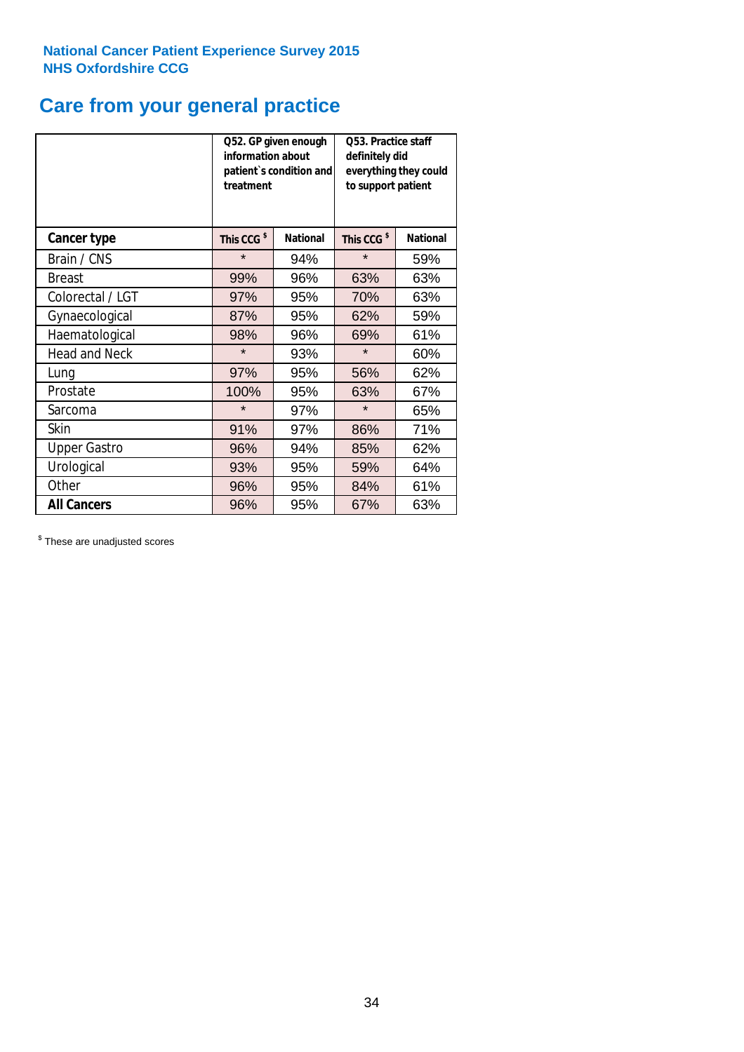National Cancer Patient Experience Survey 2015
NHS Oxfordshire CCG

# Care from your general practice

| | Q52. GP given enough information about patient`s condition and treatment | | Q53. Practice staff definitely did everything they could to support patient | |
|---|---|---|---|---|
| **Cancer type** | **This CCG $** | **National** | **This CCG $** | **National** |
| Brain / CNS | * | 94% | * | 59% |
| Breast | 99% | 96% | 63% | 63% |
| Colorectal / LGT | 97% | 95% | 70% | 63% |
| Gynaecological | 87% | 95% | 62% | 59% |
| Haematological | 98% | 96% | 69% | 61% |
| Head and Neck | * | 93% | * | 60% |
| Lung | 97% | 95% | 56% | 62% |
| Prostate | 100% | 95% | 63% | 67% |
| Sarcoma | * | 97% | * | 65% |
| Skin | 91% | 97% | 86% | 71% |
| Upper Gastro | 96% | 94% | 85% | 62% |
| Urological | 93% | 95% | 59% | 64% |
| Other | 96% | 95% | 84% | 61% |
| **All Cancers** | 96% | 95% | 67% | 63% |

$ These are unadjusted scores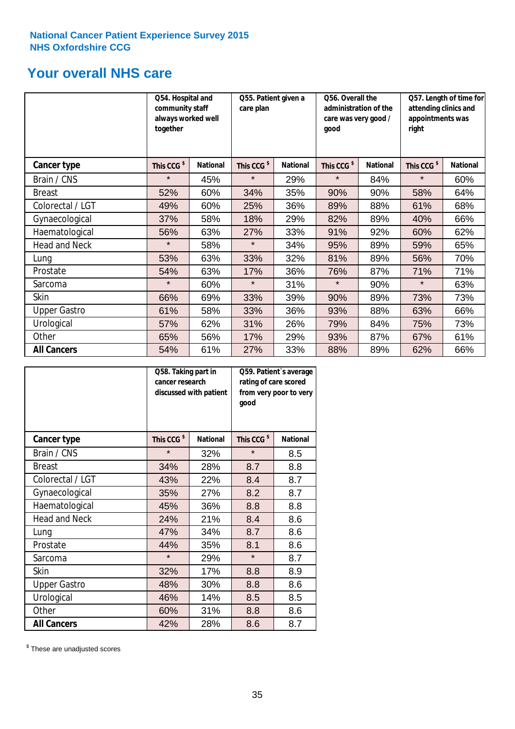National Cancer Patient Experience Survey 2015
NHS Oxfordshire CCG

# Your overall NHS care

| | Q54. Hospital and community staff always worked well together | | Q55. Patient given a care plan | | Q56. Overall the administration of the care was very good / good | | Q57. Length of time for attending clinics and appointments was right | |
|---|---|---|---|---|---|---|---|---|
| **Cancer type** | This CCG $ | National | This CCG $ | National | This CCG $ | National | This CCG $ | National |
| Brain / CNS | * | 45% | * | 29% | * | 84% | * | 60% |
| Breast | 52% | 60% | 34% | 35% | 90% | 90% | 58% | 64% |
| Colorectal / LGT | 49% | 60% | 25% | 36% | 89% | 88% | 61% | 68% |
| Gynaecological | 37% | 58% | 18% | 29% | 82% | 89% | 40% | 66% |
| Haematological | 56% | 63% | 27% | 33% | 91% | 92% | 60% | 62% |
| Head and Neck | * | 58% | * | 34% | 95% | 89% | 59% | 65% |
| Lung | 53% | 63% | 33% | 32% | 81% | 89% | 56% | 70% |
| Prostate | 54% | 63% | 17% | 36% | 76% | 87% | 71% | 71% |
| Sarcoma | * | 60% | * | 31% | * | 90% | * | 63% |
| Skin | 66% | 69% | 33% | 39% | 90% | 89% | 73% | 73% |
| Upper Gastro | 61% | 58% | 33% | 36% | 93% | 88% | 63% | 66% |
| Urological | 57% | 62% | 31% | 26% | 79% | 84% | 75% | 73% |
| Other | 65% | 56% | 17% | 29% | 93% | 87% | 67% | 61% |
| **All Cancers** | 54% | 61% | 27% | 33% | 88% | 89% | 62% | 66% |

| | Q58. Taking part in cancer research discussed with patient | | Q59. Patient`s average rating of care scored from very poor to very good | |
|---|---|---|---|---|
| **Cancer type** | This CCG $ | National | This CCG $ | National |
| Brain / CNS | * | 32% | * | 8.5 |
| Breast | 34% | 28% | 8.7 | 8.8 |
| Colorectal / LGT | 43% | 22% | 8.4 | 8.7 |
| Gynaecological | 35% | 27% | 8.2 | 8.7 |
| Haematological | 45% | 36% | 8.8 | 8.8 |
| Head and Neck | 24% | 21% | 8.4 | 8.6 |
| Lung | 47% | 34% | 8.7 | 8.6 |
| Prostate | 44% | 35% | 8.1 | 8.6 |
| Sarcoma | * | 29% | * | 8.7 |
| Skin | 32% | 17% | 8.8 | 8.9 |
| Upper Gastro | 48% | 30% | 8.8 | 8.6 |
| Urological | 46% | 14% | 8.5 | 8.5 |
| Other | 60% | 31% | 8.8 | 8.6 |
| **All Cancers** | 42% | 28% | 8.6 | 8.7 |

$ These are unadjusted scores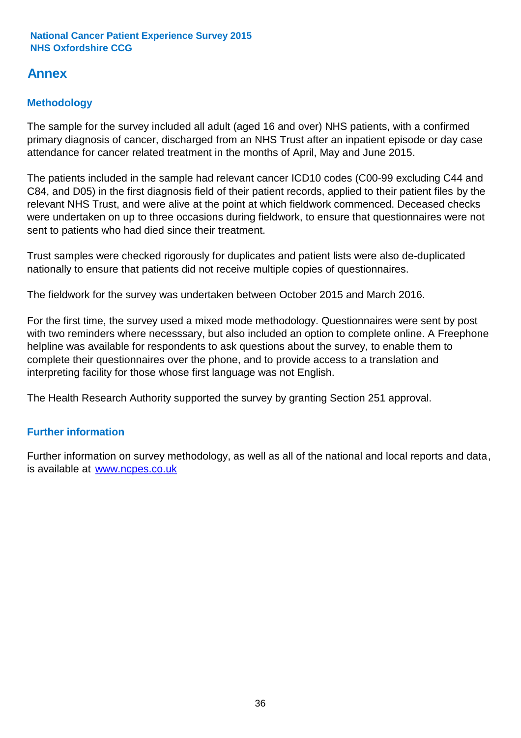## Annex

### Methodology

The sample for the survey included all adult (aged 16 and over) NHS patients, with a confirmed primary diagnosis of cancer, discharged from an NHS Trust after an inpatient episode or day case attendance for cancer related treatment in the months of April, May and June 2015.

The patients included in the sample had relevant cancer ICD10 codes (C00-99 excluding C44 and C84, and D05) in the first diagnosis field of their patient records, applied to their patient files by the relevant NHS Trust, and were alive at the point at which fieldwork commenced. Deceased checks were undertaken on up to three occasions during fieldwork, to ensure that questionnaires were not sent to patients who had died since their treatment.

Trust samples were checked rigorously for duplicates and patient lists were also de-duplicated nationally to ensure that patients did not receive multiple copies of questionnaires.

The fieldwork for the survey was undertaken between October 2015 and March 2016.

For the first time, the survey used a mixed mode methodology. Questionnaires were sent by post with two reminders where necesssary, but also included an option to complete online. A Freephone helpline was available for respondents to ask questions about the survey, to enable them to complete their questionnaires over the phone, and to provide access to a translation and interpreting facility for those whose first language was not English.

The Health Research Authority supported the survey by granting Section 251 approval.

### Further information

Further information on survey methodology, as well as all of the national and local reports and data, is available at [www.ncpes.co.uk](http://www.ncpes.co.uk)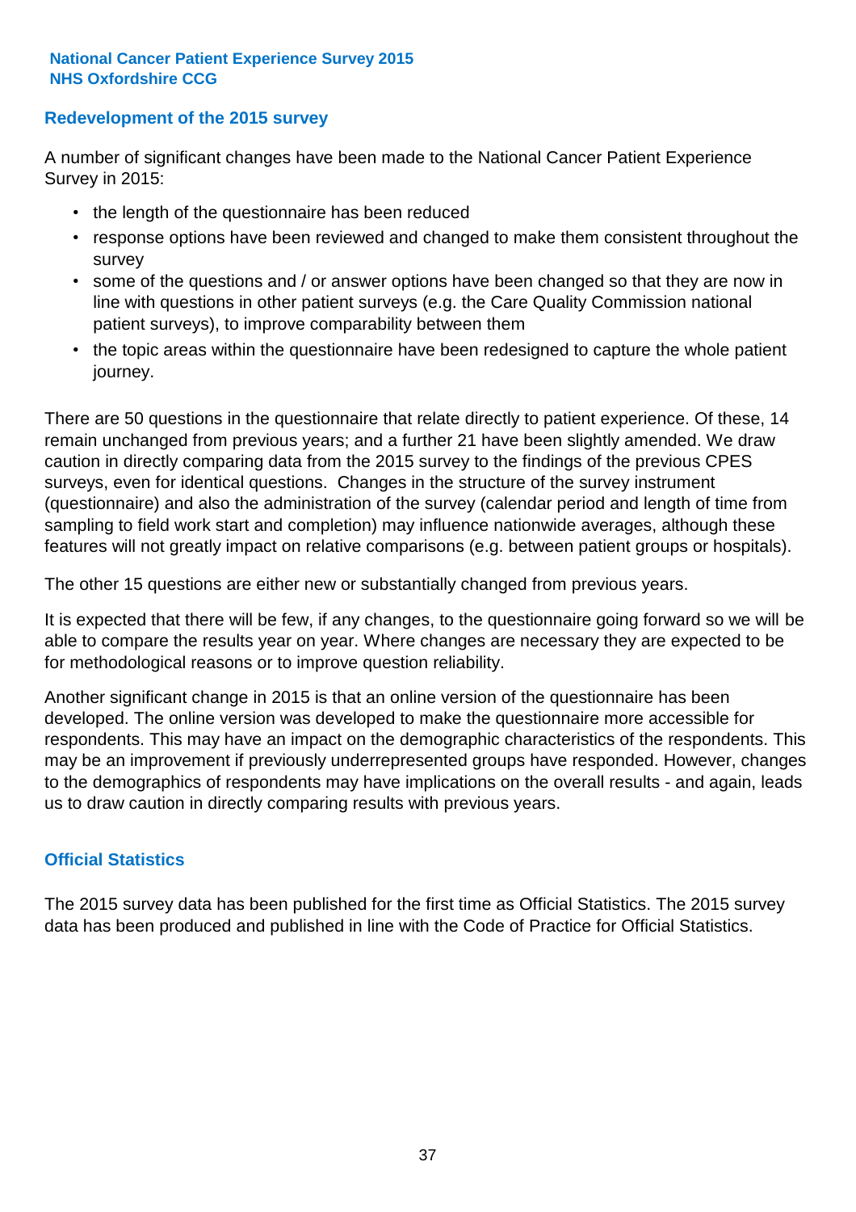National Cancer Patient Experience Survey 2015
NHS Oxfordshire CCG

## Redevelopment of the 2015 survey

A number of significant changes have been made to the National Cancer Patient Experience Survey in 2015:

- the length of the questionnaire has been reduced
- response options have been reviewed and changed to make them consistent throughout the survey
- some of the questions and / or answer options have been changed so that they are now in line with questions in other patient surveys (e.g. the Care Quality Commission national patient surveys), to improve comparability between them
- the topic areas within the questionnaire have been redesigned to capture the whole patient journey.

There are 50 questions in the questionnaire that relate directly to patient experience. Of these, 14 remain unchanged from previous years; and a further 21 have been slightly amended. We draw caution in directly comparing data from the 2015 survey to the findings of the previous CPES surveys, even for identical questions. Changes in the structure of the survey instrument (questionnaire) and also the administration of the survey (calendar period and length of time from sampling to field work start and completion) may influence nationwide averages, although these features will not greatly impact on relative comparisons (e.g. between patient groups or hospitals).

The other 15 questions are either new or substantially changed from previous years.

It is expected that there will be few, if any changes, to the questionnaire going forward so we will be able to compare the results year on year. Where changes are necessary they are expected to be for methodological reasons or to improve question reliability.

Another significant change in 2015 is that an online version of the questionnaire has been developed. The online version was developed to make the questionnaire more accessible for respondents. This may have an impact on the demographic characteristics of the respondents. This may be an improvement if previously underrepresented groups have responded. However, changes to the demographics of respondents may have implications on the overall results - and again, leads us to draw caution in directly comparing results with previous years.

## Official Statistics

The 2015 survey data has been published for the first time as Official Statistics. The 2015 survey data has been produced and published in line with the Code of Practice for Official Statistics.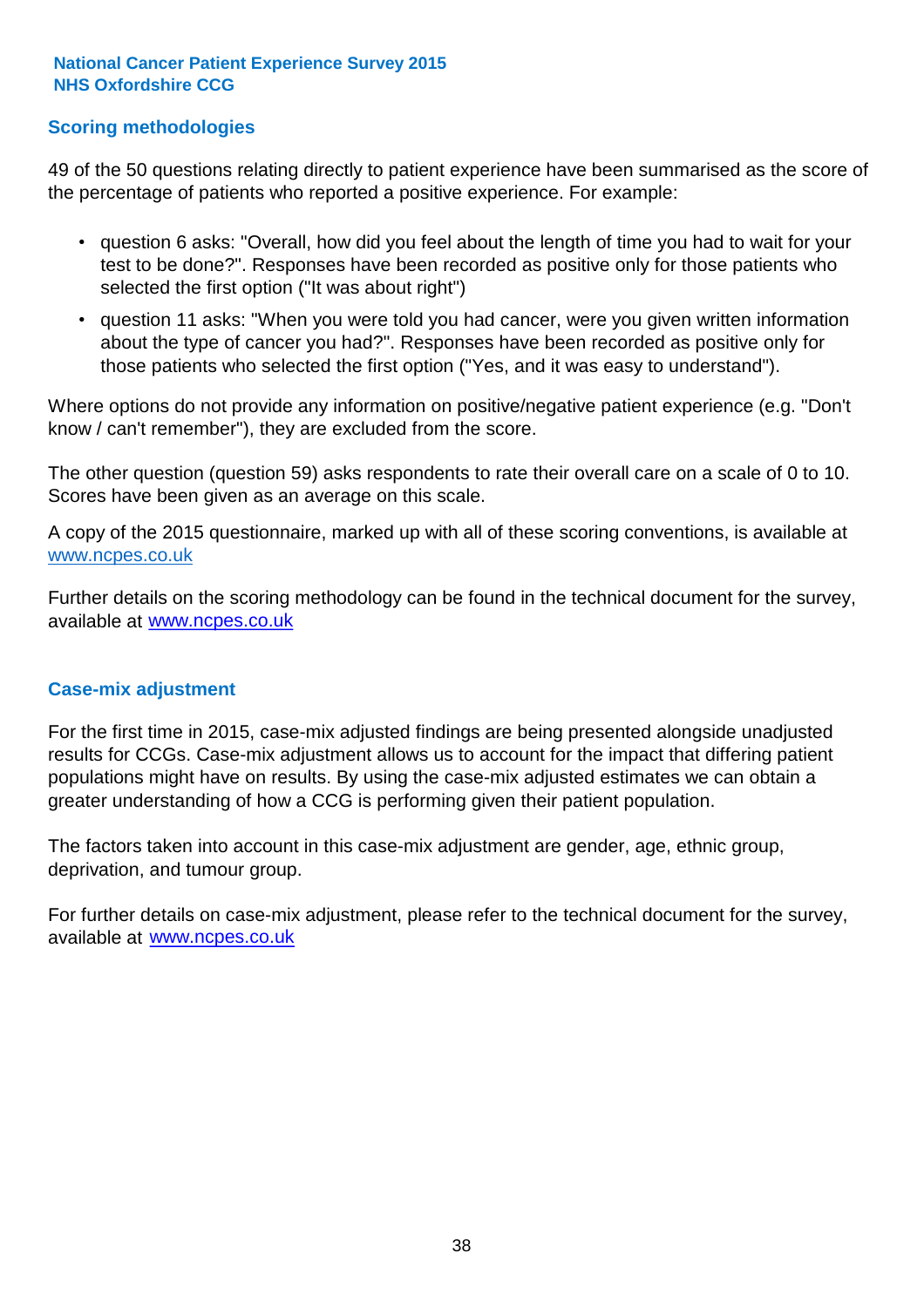National Cancer Patient Experience Survey 2015
NHS Oxfordshire CCG

## Scoring methodologies

49 of the 50 questions relating directly to patient experience have been summarised as the score of the percentage of patients who reported a positive experience. For example:

- question 6 asks: "Overall, how did you feel about the length of time you had to wait for your test to be done?". Responses have been recorded as positive only for those patients who selected the first option ("It was about right")
- question 11 asks: "When you were told you had cancer, were you given written information about the type of cancer you had?". Responses have been recorded as positive only for those patients who selected the first option ("Yes, and it was easy to understand").

Where options do not provide any information on positive/negative patient experience (e.g. "Don't know / can't remember"), they are excluded from the score.

The other question (question 59) asks respondents to rate their overall care on a scale of 0 to 10. Scores have been given as an average on this scale.

A copy of the 2015 questionnaire, marked up with all of these scoring conventions, is available at www.ncpes.co.uk

Further details on the scoring methodology can be found in the technical document for the survey, available at www.ncpes.co.uk

## Case-mix adjustment

For the first time in 2015, case-mix adjusted findings are being presented alongside unadjusted results for CCGs. Case-mix adjustment allows us to account for the impact that differing patient populations might have on results. By using the case-mix adjusted estimates we can obtain a greater understanding of how a CCG is performing given their patient population.

The factors taken into account in this case-mix adjustment are gender, age, ethnic group, deprivation, and tumour group.

For further details on case-mix adjustment, please refer to the technical document for the survey, available at www.ncpes.co.uk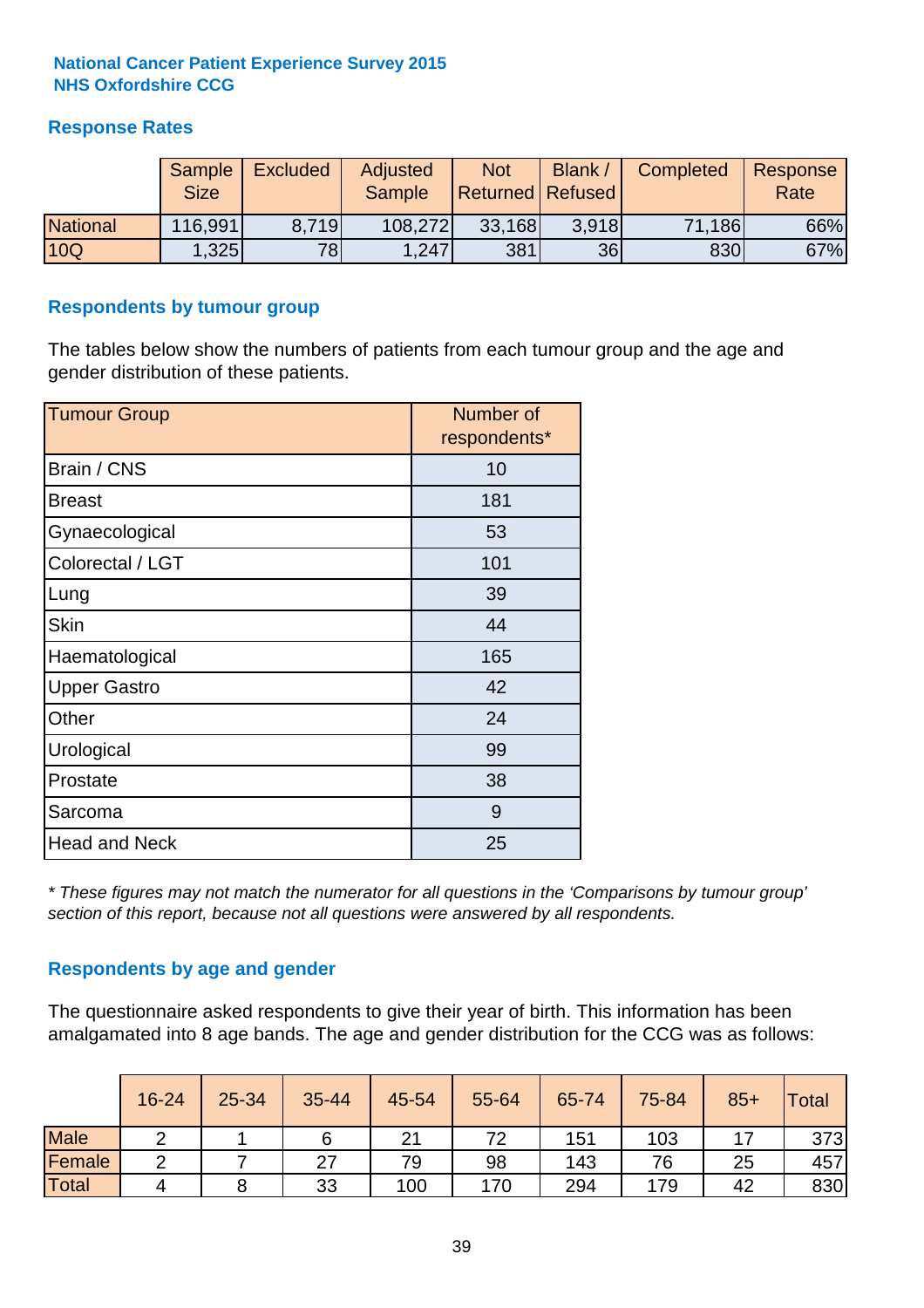**National Cancer Patient Experience Survey 2015**
**NHS Oxfordshire CCG**

## Response Rates

| | Sample Size | Excluded | Adjusted Sample | Not Returned | Blank / Refused | Completed | Response Rate |
|---|---|---|---|---|---|---|---|
| National | 116,991 | 8,719 | 108,272 | 33,168 | 3,918 | 71,186 | 66% |
| 10Q | 1,325 | 78 | 1,247 | 381 | 36 | 830 | 67% |

## Respondents by tumour group

The tables below show the numbers of patients from each tumour group and the age and gender distribution of these patients.

| Tumour Group | Number of respondents* |
|---|---|
| Brain / CNS | 10 |
| Breast | 181 |
| Gynaecological | 53 |
| Colorectal / LGT | 101 |
| Lung | 39 |
| Skin | 44 |
| Haematological | 165 |
| Upper Gastro | 42 |
| Other | 24 |
| Urological | 99 |
| Prostate | 38 |
| Sarcoma | 9 |
| Head and Neck | 25 |

*\* These figures may not match the numerator for all questions in the 'Comparisons by tumour group' section of this report, because not all questions were answered by all respondents.*

## Respondents by age and gender

The questionnaire asked respondents to give their year of birth. This information has been amalgamated into 8 age bands. The age and gender distribution for the CCG was as follows:

| | 16-24 | 25-34 | 35-44 | 45-54 | 55-64 | 65-74 | 75-84 | 85+ | Total |
|---|---|---|---|---|---|---|---|---|---|
| Male | 2 | 1 | 6 | 21 | 72 | 151 | 103 | 17 | 373 |
| Female | 2 | 7 | 27 | 79 | 98 | 143 | 76 | 25 | 457 |
| Total | 4 | 8 | 33 | 100 | 170 | 294 | 179 | 42 | 830 |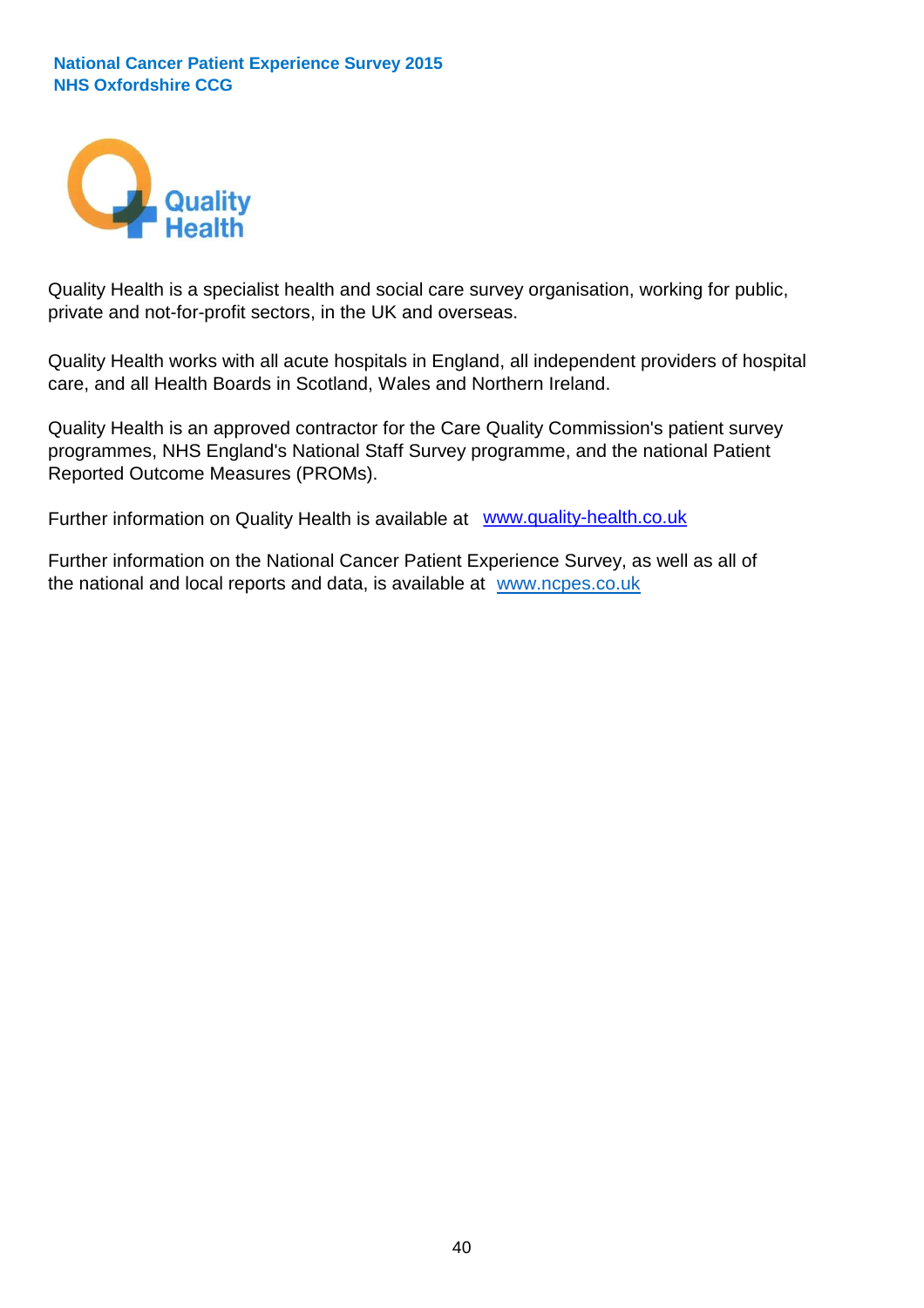Quality Health

Quality Health is a specialist health and social care survey organisation, working for public, private and not-for-profit sectors, in the UK and overseas.

Quality Health works with all acute hospitals in England, all independent providers of hospital care, and all Health Boards in Scotland, Wales and Northern Ireland.

Quality Health is an approved contractor for the Care Quality Commission's patient survey programmes, NHS England's National Staff Survey programme, and the national Patient Reported Outcome Measures (PROMs).

Further information on Quality Health is available at [www.quality-health.co.uk](http://www.quality-health.co.uk)

Further information on the National Cancer Patient Experience Survey, as well as all of the national and local reports and data, is available at [www.ncpes.co.uk](http://www.ncpes.co.uk)